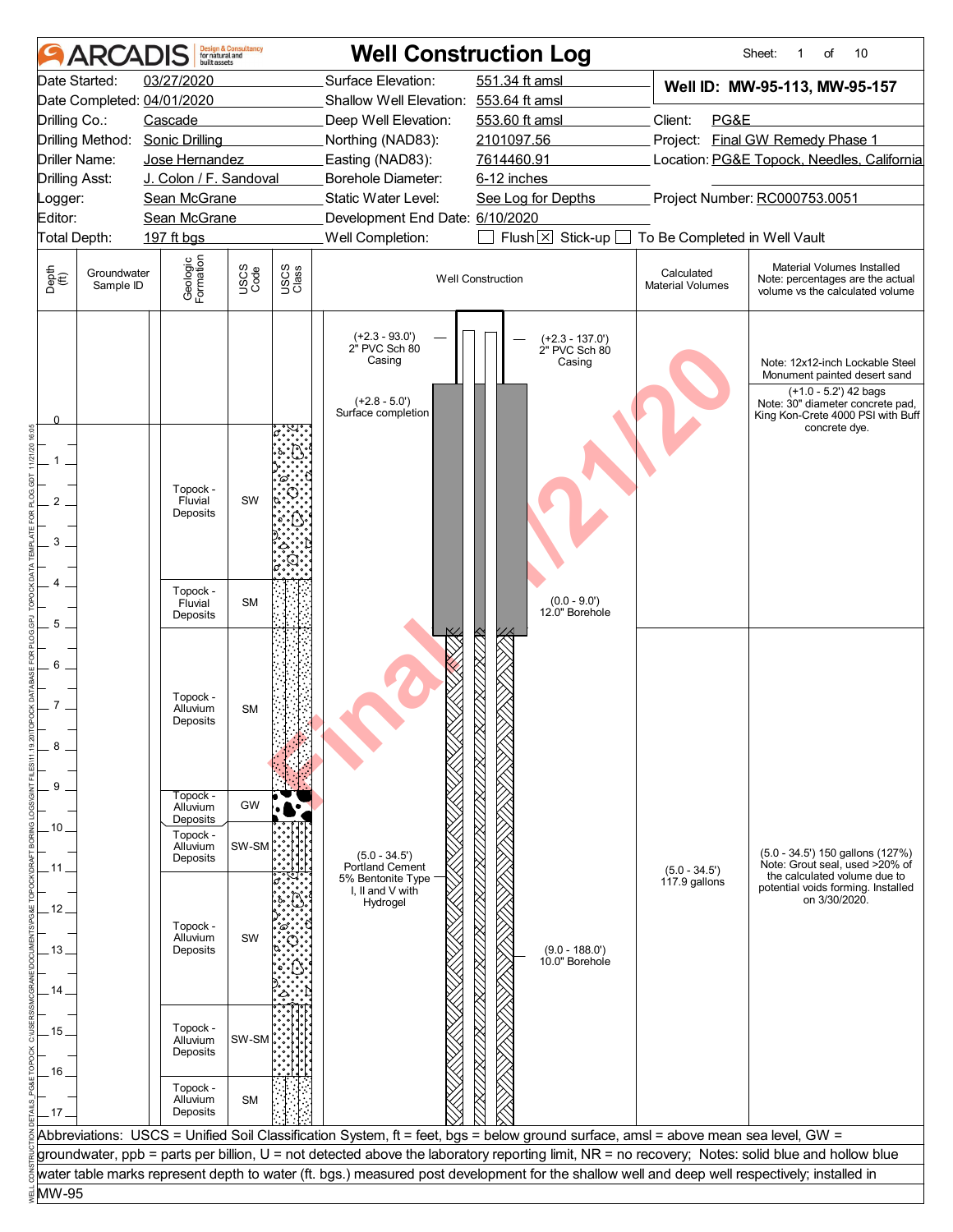# ARCADIS — Well Construction Log

Sheet: 1 of 10

| | | | |
|---|---|---|---|
| Date Started: | 03/27/2020 | Surface Elevation: | 551.34 ft amsl |
| Date Completed: | 04/01/2020 | Shallow Well Elevation: | 553.64 ft amsl |
| Drilling Co.: | Cascade | Deep Well Elevation: | 553.60 ft amsl |
| Drilling Method: | Sonic Drilling | Northing (NAD83): | 2101097.56 |
| Driller Name: | Jose Hernandez | Easting (NAD83): | 7614460.91 |
| Drilling Asst: | J. Colon / F. Sandoval | Borehole Diameter: | 6-12 inches |
| Logger: | Sean McGrane | Static Water Level: | See Log for Depths |
| Editor: | Sean McGrane | Development End Date: | 6/10/2020 |
| Total Depth: | 197 ft bgs | Well Completion: | ☐ Flush ☒ Stick-up ☐ To Be Completed in Well Vault |

**Well ID: MW-95-113, MW-95-157**

Client: PG&E
Project: Final GW Remedy Phase 1
Location: PG&E Topock, Needles, California
Project Number: RC000753.0051

| Depth (ft) | Groundwater Sample ID | Geologic Formation | USCS Code | USCS Class |
|---|---|---|---|---|
| 0 – 3.8 | | Topock - Fluvial Deposits | SW | |
| 3.8 – 5 | | Topock - Fluvial Deposits | SM | |
| 5 – 9 | | Topock - Alluvium Deposits | SM | |
| 9 – 9.8 | | Topock - Alluvium Deposits | GW | |
| 9.8 – 11 | | Topock - Alluvium Deposits | SW-SM | |
| 11 – 14.3 | | Topock - Alluvium Deposits | SW | |
| 14.3 – 16.1 | | Topock - Alluvium Deposits | SW-SM | |
| 16.1 – 17 | | Topock - Alluvium Deposits | SM | |

**Well Construction:**
- (+2.3 - 93.0') 2" PVC Sch 80 Casing
- (+2.3 - 137.0') 2" PVC Sch 80 Casing
- (+2.8 - 5.0') Surface completion
- (0.0 - 9.0') 12.0" Borehole
- (5.0 - 34.5') Portland Cement 5% Bentonite Type I, II and V with Hydrogel
- (9.0 - 188.0') 10.0" Borehole

**Calculated Material Volumes:**
- (5.0 - 34.5') 117.9 gallons

**Material Volumes Installed** (Note: percentages are the actual volume vs the calculated volume):
- Note: 12x12-inch Lockable Steel Monument painted desert sand
- (+1.0 - 5.2') 42 bags. Note: 30" diameter concrete pad, King Kon-Crete 4000 PSI with Buff concrete dye.
- (5.0 - 34.5') 150 gallons (127%). Note: Grout seal, used >20% of the calculated volume due to potential voids forming. Installed on 3/30/2020.

Abbreviations: USCS = Unified Soil Classification System, ft = feet, bgs = below ground surface, amsl = above mean sea level, GW = groundwater, ppb = parts per billion, U = not detected above the laboratory reporting limit, NR = no recovery; Notes: solid blue and hollow blue water table marks represent depth to water (ft. bgs.) measured post development for the shallow well and deep well respectively; installed in MW-95

Final 11/21/20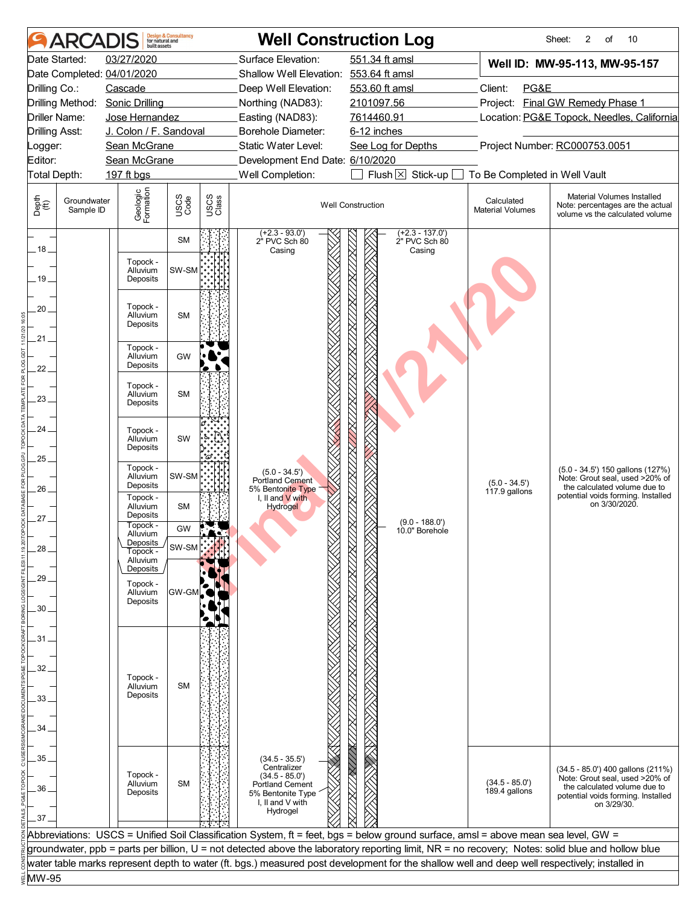# ARCADIS — Well Construction Log

Sheet: 2 of 10

| | | | | |
|---|---|---|---|---|
| Date Started: 03/27/2020 | Surface Elevation: 551.34 ft amsl | | **Well ID: MW-95-113, MW-95-157** | |
| Date Completed: 04/01/2020 | Shallow Well Elevation: 553.64 ft amsl | | | |
| Drilling Co.: Cascade | Deep Well Elevation: 553.60 ft amsl | | Client: PG&E | |
| Drilling Method: Sonic Drilling | Northing (NAD83): 2101097.56 | | Project: Final GW Remedy Phase 1 | |
| Driller Name: Jose Hernandez | Easting (NAD83): 7614460.91 | | Location: PG&E Topock, Needles, California | |
| Drilling Asst: J. Colon / F. Sandoval | Borehole Diameter: 6-12 inches | | | |
| Logger: Sean McGrane | Static Water Level: See Log for Depths | | Project Number: RC000753.0051 | |
| Editor: Sean McGrane | Development End Date: 6/10/2020 | | | |
| Total Depth: 197 ft bgs | Well Completion: ☐ Flush ☒ Stick-up ☐ To Be Completed in Well Vault | | | |

| Depth (ft) | Groundwater Sample ID | Geologic Formation | USCS Code | Well Construction | Calculated Material Volumes | Material Volumes Installed (Note: percentages are the actual volume vs the calculated volume) |
|---|---|---|---|---|---|---|
| 17–18 | | | SM | (+2.3 - 93.0') 2" PVC Sch 80 Casing; (+2.3 - 137.0') 2" PVC Sch 80 Casing | | |
| 18–19 | | Topock - Alluvium Deposits | SW-SM | | | |
| 19.5–21 | | Topock - Alluvium Deposits | SM | | | |
| 21–22 | | Topock - Alluvium Deposits | GW | | | |
| 22–23.5 | | Topock - Alluvium Deposits | SM | | | |
| 23.5–25 | | Topock - Alluvium Deposits | SW | | | |
| 25–26 | | Topock - Alluvium Deposits | SW-SM | (5.0 - 34.5') Portland Cement 5% Bentonite Type I, II and V with Hydrogel | (5.0 - 34.5') 117.9 gallons | (5.0 - 34.5') 150 gallons (127%) Note: Grout seal, used >20% of the calculated volume due to potential voids forming. Installed on 3/30/2020. |
| 26–27 | | Topock - Alluvium Deposits | SM | | | |
| 27–27.5 | | Topock - Alluvium Deposits | GW | (9.0 - 188.0') 10.0" Borehole | | |
| 27.5–28.5 | | Topock - Alluvium Deposits | SW-SM | | | |
| 28.5–31 | | Topock - Alluvium Deposits | GW-GM | | | |
| 31–35 | | Topock - Alluvium Deposits | SM | | | |
| 35–37 | | Topock - Alluvium Deposits | SM | (34.5 - 35.5') Centralizer; (34.5 - 85.0') Portland Cement 5% Bentonite Type I, II and V with Hydrogel | (34.5 - 85.0') 189.4 gallons | (34.5 - 85.0') 400 gallons (211%) Note: Grout seal, used >20% of the calculated volume due to potential voids forming. Installed on 3/29/30. |

Abbreviations: USCS = Unified Soil Classification System, ft = feet, bgs = below ground surface, amsl = above mean sea level, GW = groundwater, ppb = parts per billion, U = not detected above the laboratory reporting limit, NR = no recovery; Notes: solid blue and hollow blue water table marks represent depth to water (ft. bgs.) measured post development for the shallow well and deep well respectively; installed in MW-95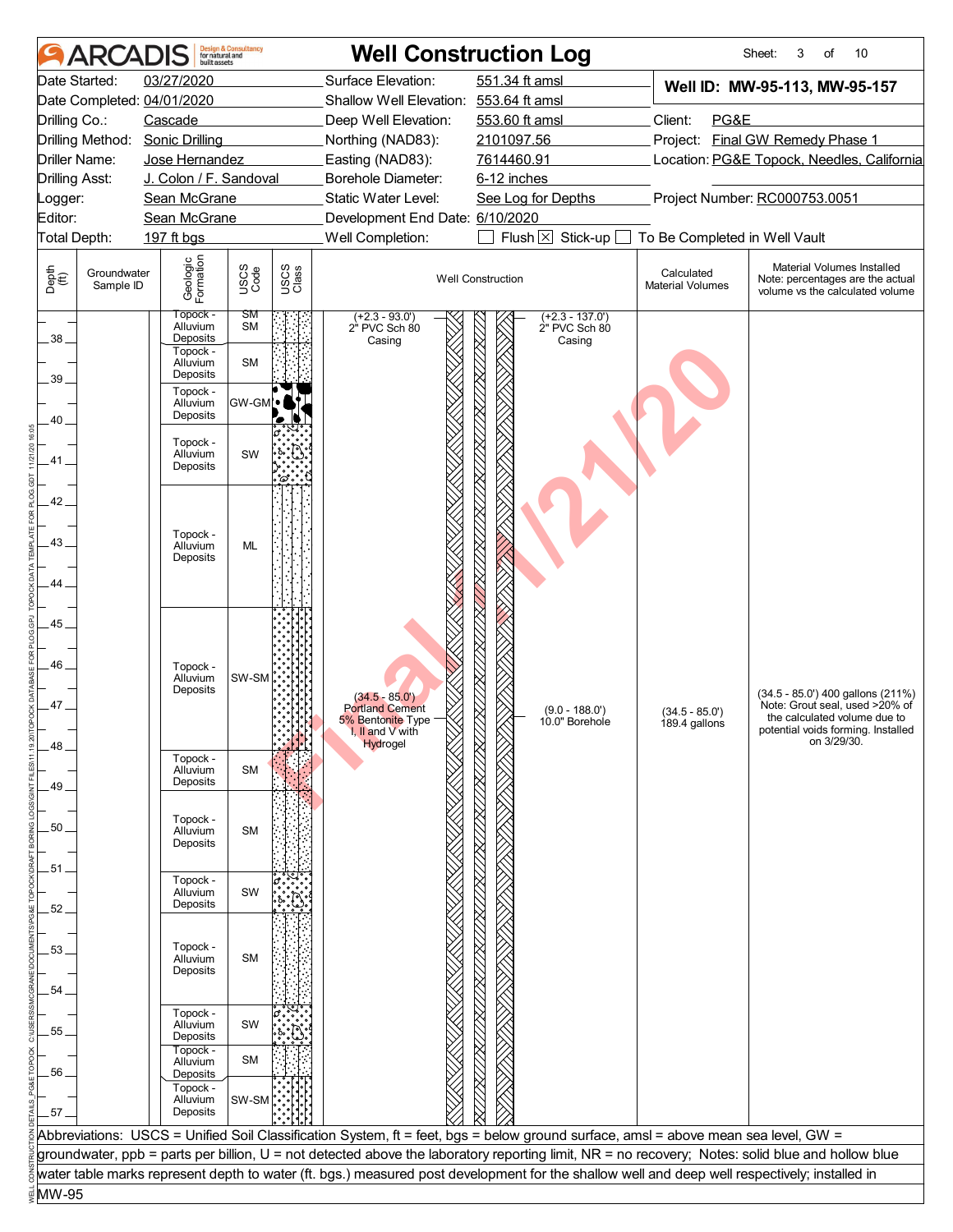# ARCADIS — Well Construction Log

| | | | | | |
|---|---|---|---|---|---|
| Date Started: | 03/27/2020 | Surface Elevation: | 551.34 ft amsl | **Well ID: MW-95-113, MW-95-157** | |
| Date Completed: | 04/01/2020 | Shallow Well Elevation: | 553.64 ft amsl | | |
| Drilling Co.: | Cascade | Deep Well Elevation: | 553.60 ft amsl | Client: | PG&E |
| Drilling Method: | Sonic Drilling | Northing (NAD83): | 2101097.56 | Project: | Final GW Remedy Phase 1 |
| Driller Name: | Jose Hernandez | Easting (NAD83): | 7614460.91 | Location: | PG&E Topock, Needles, California |
| Drilling Asst: | J. Colon / F. Sandoval | Borehole Diameter: | 6-12 inches | | |
| Logger: | Sean McGrane | Static Water Level: | See Log for Depths | Project Number: | RC000753.0051 |
| Editor: | Sean McGrane | Development End Date: | 6/10/2020 | | |
| Total Depth: | 197 ft bgs | Well Completion: | ☐ Flush ☒ Stick-up ☐ To Be Completed in Well Vault | | |

| Depth (ft) | Groundwater Sample ID | Geologic Formation | USCS Code | Well Construction | Calculated Material Volumes | Material Volumes Installed Note: percentages are the actual volume vs the calculated volume |
|---|---|---|---|---|---|---|
| 37-38 | | Topock - Alluvium Deposits | SM | (+2.3 - 93.0') 2" PVC Sch 80 Casing; (+2.3 - 137.0') 2" PVC Sch 80 Casing | | |
| 38-39 | | Topock - Alluvium Deposits | SM | | | |
| 39-40 | | Topock - Alluvium Deposits | GW-GM | | | |
| 40-41.5 | | Topock - Alluvium Deposits | SW | | | |
| 41.5-44.5 | | Topock - Alluvium Deposits | ML | | | |
| 44.5-48 | | Topock - Alluvium Deposits | SW-SM | (34.5 - 85.0') Portland Cement 5% Bentonite Type I, II and V with Hydrogel; (9.0 - 188.0') 10.0" Borehole | (34.5 - 85.0') 189.4 gallons | (34.5 - 85.0') 400 gallons (211%) Note: Grout seal, used >20% of the calculated volume due to potential voids forming. Installed on 3/29/30. |
| 48-49 | | Topock - Alluvium Deposits | SM | | | |
| 49-51 | | Topock - Alluvium Deposits | SM | | | |
| 51-52 | | Topock - Alluvium Deposits | SW | | | |
| 52-54.5 | | Topock - Alluvium Deposits | SM | | | |
| 54.5-55.5 | | Topock - Alluvium Deposits | SW | | | |
| 55.5-56.5 | | Topock - Alluvium Deposits | SM | | | |
| 56.5-57 | | Topock - Alluvium Deposits | SW-SM | | | |

Final 1/21/20

Abbreviations: USCS = Unified Soil Classification System, ft = feet, bgs = below ground surface, amsl = above mean sea level, GW = groundwater, ppb = parts per billion, U = not detected above the laboratory reporting limit, NR = no recovery; Notes: solid blue and hollow blue water table marks represent depth to water (ft. bgs.) measured post development for the shallow well and deep well respectively; installed in MW-95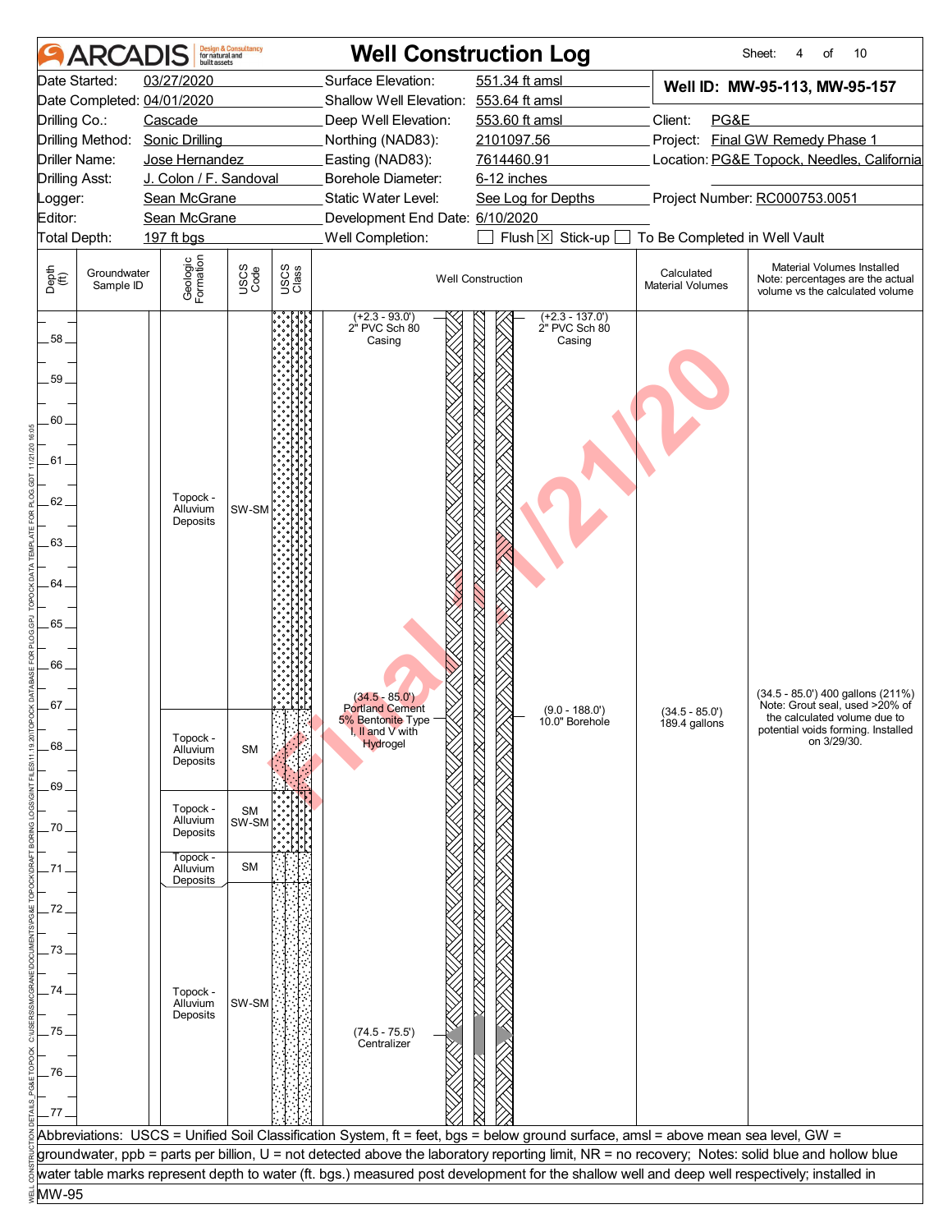# Well Construction Log

**ARCADIS** Design & Consultancy for natural and built assets

| | | | |
|---|---|---|---|
| Date Started: | 03/27/2020 | Surface Elevation: | 551.34 ft amsl |
| Date Completed: | 04/01/2020 | Shallow Well Elevation: | 553.64 ft amsl |
| Drilling Co.: | Cascade | Deep Well Elevation: | 553.60 ft amsl |
| Drilling Method: | Sonic Drilling | Northing (NAD83): | 2101097.56 |
| Driller Name: | Jose Hernandez | Easting (NAD83): | 7614460.91 |
| Drilling Asst: | J. Colon / F. Sandoval | Borehole Diameter: | 6-12 inches |
| Logger: | Sean McGrane | Static Water Level: | See Log for Depths |
| Editor: | Sean McGrane | Development End Date: | 6/10/2020 |
| Total Depth: | 197 ft bgs | Well Completion: | ☐ Flush ☒ Stick-up ☐ To Be Completed in Well Vault |

**Well ID: MW-95-113, MW-95-157**

Client: PG&E
Project: Final GW Remedy Phase 1
Location: PG&E Topock, Needles, California
Project Number: RC000753.0051

| Depth (ft) | Groundwater Sample ID | Geologic Formation | USCS Code | Well Construction | Calculated Material Volumes | Material Volumes Installed (Note: percentages are the actual volume vs the calculated volume) |
|---|---|---|---|---|---|---|
| 58 | | | | (+2.3 - 93.0') 2" PVC Sch 80 Casing; (+2.3 - 137.0') 2" PVC Sch 80 Casing | | |
| 58–67 | | Topock - Alluvium Deposits | SW-SM | | | |
| 67–69 | | Topock - Alluvium Deposits | SM | (34.5 - 85.0') Portland Cement 5% Bentonite Type I, II and V with Hydrogel; (9.0 - 188.0') 10.0" Borehole | (34.5 - 85.0') 189.4 gallons | (34.5 - 85.0') 400 gallons (211%) Note: Grout seal, used >20% of the calculated volume due to potential voids forming. Installed on 3/29/30. |
| 69–70.5 | | Topock - Alluvium Deposits | SM / SW-SM | | | |
| 70.5–71.5 | | Topock - Alluvium Deposits | SM | | | |
| 71.5–77 | | Topock - Alluvium Deposits | SW-SM | (74.5 - 75.5') Centralizer | | |

Abbreviations: USCS = Unified Soil Classification System, ft = feet, bgs = below ground surface, amsl = above mean sea level, GW = groundwater, ppb = parts per billion, U = not detected above the laboratory reporting limit, NR = no recovery; Notes: solid blue and hollow blue water table marks represent depth to water (ft. bgs.) measured post development for the shallow well and deep well respectively; installed in MW-95

Final 1/21/20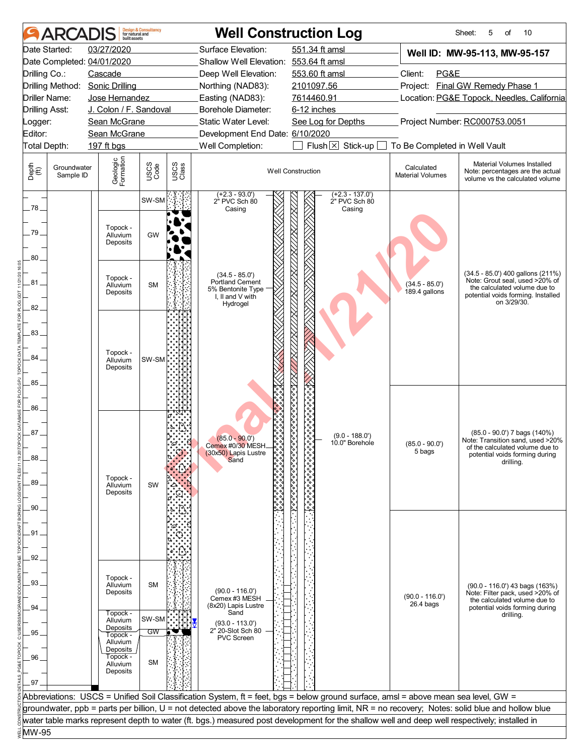# ARCADIS — Well Construction Log

Sheet: 5 of 10

| | | | |
|---|---|---|---|
| Date Started: 03/27/2020 | Surface Elevation: 551.34 ft amsl | **Well ID: MW-95-113, MW-95-157** | |
| Date Completed: 04/01/2020 | Shallow Well Elevation: 553.64 ft amsl | | |
| Drilling Co.: Cascade | Deep Well Elevation: 553.60 ft amsl | Client: PG&E | |
| Drilling Method: Sonic Drilling | Northing (NAD83): 2101097.56 | Project: Final GW Remedy Phase 1 | |
| Driller Name: Jose Hernandez | Easting (NAD83): 7614460.91 | Location: PG&E Topock, Needles, California | |
| Drilling Asst: J. Colon / F. Sandoval | Borehole Diameter: 6-12 inches | | |
| Logger: Sean McGrane | Static Water Level: See Log for Depths | Project Number: RC000753.0051 | |
| Editor: Sean McGrane | Development End Date: 6/10/2020 | | |
| Total Depth: 197 ft bgs | Well Completion: ☐ Flush ☒ Stick-up ☐ To Be Completed in Well Vault | | |

| Depth (ft) | Geologic Formation | USCS Code | Well Construction | Calculated Material Volumes | Material Volumes Installed (Note: percentages are the actual volume vs the calculated volume) |
|---|---|---|---|---|---|
| 77.5 - 78.0 | | SW-SM | (+2.3 - 93.0') 2" PVC Sch 80 Casing; (+2.3 - 137.0') 2" PVC Sch 80 Casing | | |
| 78.0 - 80.0 | Topock - Alluvium Deposits | GW | | | |
| 80.0 - 82.0 | Topock - Alluvium Deposits | SM | (34.5 - 85.0') Portland Cement 5% Bentonite Type I, II and V with Hydrogel | (34.5 - 85.0') 189.4 gallons | (34.5 - 85.0') 400 gallons (211%) Note: Grout seal, used >20% of the calculated volume due to potential voids forming. Installed on 3/29/30. |
| 82.0 - 86.0 | Topock - Alluvium Deposits | SW-SM | | | |
| 86.0 - 92.0 | Topock - Alluvium Deposits | SW | (85.0 - 90.0') Cemex #0/30 MESH (30x50) Lapis Lustre Sand; (9.0 - 188.0') 10.0" Borehole | (85.0 - 90.0') 5 bags | (85.0 - 90.0') 7 bags (140%) Note: Transition sand, used >20% of the calculated volume due to potential voids forming during drilling. |
| 92.0 - 94.2 | Topock - Alluvium Deposits | SM | (90.0 - 116.0') Cemex #3 MESH (8x20) Lapis Lustre Sand | (90.0 - 116.0') 26.4 bags | (90.0 - 116.0') 43 bags (163%) Note: Filter pack, used >20% of the calculated volume due to potential voids forming during drilling. |
| 94.2 - 94.9 | Topock - Alluvium Deposits | SW-SM | (93.0 - 113.0') 2" 20-Slot Sch 80 PVC Screen | | |
| 94.9 - 95.1 | Topock - Alluvium Deposits | GW | | | |
| 95.1 - 97.5 | Topock - Alluvium Deposits | SM | | | |

Abbreviations: USCS = Unified Soil Classification System, ft = feet, bgs = below ground surface, amsl = above mean sea level, GW = groundwater, ppb = parts per billion, U = not detected above the laboratory reporting limit, NR = no recovery; Notes: solid blue and hollow blue water table marks represent depth to water (ft. bgs.) measured post development for the shallow well and deep well respectively; installed in MW-95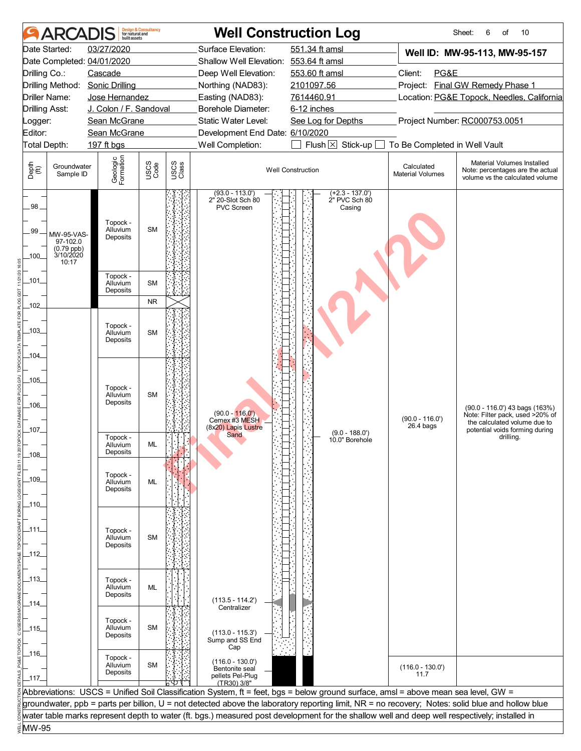# ARCADIS Well Construction Log

Sheet: 6 of 10

| | | | |
|---|---|---|---|
| Date Started: | 03/27/2020 | Surface Elevation: | 551.34 ft amsl |
| Date Completed: | 04/01/2020 | Shallow Well Elevation: | 553.64 ft amsl |
| Drilling Co.: | Cascade | Deep Well Elevation: | 553.60 ft amsl |
| Drilling Method: | Sonic Drilling | Northing (NAD83): | 2101097.56 |
| Driller Name: | Jose Hernandez | Easting (NAD83): | 7614460.91 |
| Drilling Asst: | J. Colon / F. Sandoval | Borehole Diameter: | 6-12 inches |
| Logger: | Sean McGrane | Static Water Level: | See Log for Depths |
| Editor: | Sean McGrane | Development End Date: | 6/10/2020 |
| Total Depth: | 197 ft bgs | Well Completion: | ☐ Flush ☒ Stick-up ☐ To Be Completed in Well Vault |

**Well ID: MW-95-113, MW-95-157**

Client: PG&E
Project: Final GW Remedy Phase 1
Location: PG&E Topock, Needles, California
Project Number: RC000753.0051

| Depth (ft) | Groundwater Sample ID | Geologic Formation | USCS Code |
|---|---|---|---|
| 98–99.5 | MW-95-VAS-97-102.0 (0.79 ppb) 3/10/2020 10:17 | Topock - Alluvium Deposits | SM |
| 99.5–101.5 | | Topock - Alluvium Deposits | SM |
| 101.5–102 | | | NR |
| 102–104 | | Topock - Alluvium Deposits | SM |
| 104–107 | | Topock - Alluvium Deposits | SM |
| 107–108 | | Topock - Alluvium Deposits | ML |
| 108–110 | | Topock - Alluvium Deposits | ML |
| 110–112.5 | | Topock - Alluvium Deposits | SM |
| 112.5–114 | | Topock - Alluvium Deposits | ML |
| 114–115.8 | | Topock - Alluvium Deposits | SM |
| 115.8–117 | | Topock - Alluvium Deposits | SM |

**Well Construction:**
- (93.0 - 113.0') 2" 20-Slot Sch 80 PVC Screen
- (+2.3 - 137.0') 2" PVC Sch 80 Casing
- (90.0 - 116.0') Cemex #3 MESH (8x20) Lapis Lustre Sand
- (9.0 - 188.0') 10.0" Borehole
- (113.5 - 114.2') Centralizer
- (113.0 - 115.3') Sump and SS End Cap
- (116.0 - 130.0') Bentonite seal pellets Pel-Plug (TR30) 3/8"

| Interval | Calculated Material Volumes | Material Volumes Installed (Note: percentages are the actual volume vs the calculated volume) |
|---|---|---|
| (90.0 - 116.0') | 26.4 bags | (90.0 - 116.0') 43 bags (163%) Note: Filter pack, used >20% of the calculated volume due to potential voids forming during drilling. |
| (116.0 - 130.0') | 11.7 | |

Abbreviations: USCS = Unified Soil Classification System, ft = feet, bgs = below ground surface, amsl = above mean sea level, GW = groundwater, ppb = parts per billion, U = not detected above the laboratory reporting limit, NR = no recovery; Notes: solid blue and hollow blue water table marks represent depth to water (ft. bgs.) measured post development for the shallow well and deep well respectively; installed in MW-95

Final 1/21/20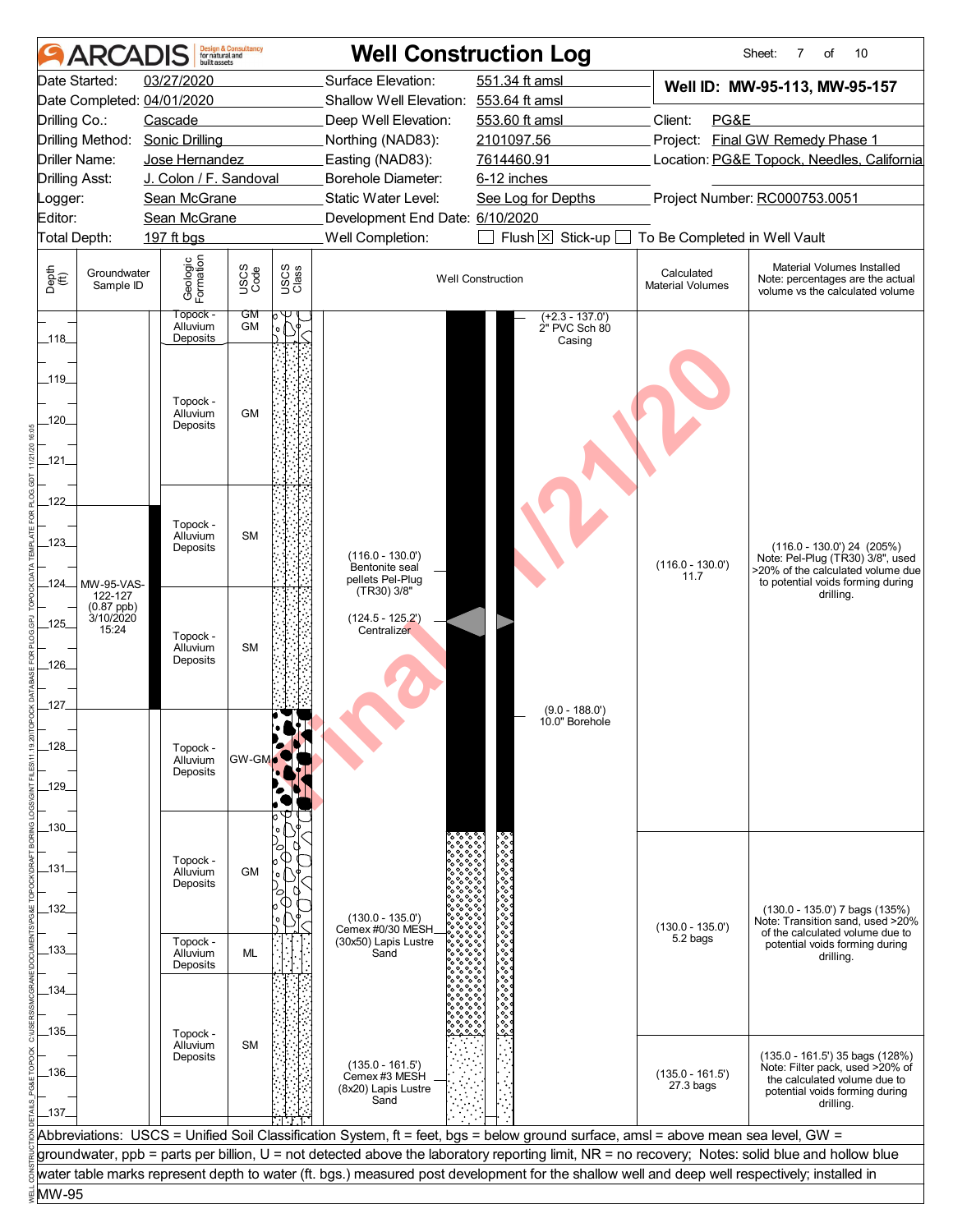# ARCADIS — Well Construction Log

Sheet: 7 of 10

| | | | | | |
|---|---|---|---|---|---|
| Date Started: | 03/27/2020 | Surface Elevation: | 551.34 ft amsl | **Well ID: MW-95-113, MW-95-157** | |
| Date Completed: | 04/01/2020 | Shallow Well Elevation: | 553.64 ft amsl | | |
| Drilling Co.: | Cascade | Deep Well Elevation: | 553.60 ft amsl | Client: | PG&E |
| Drilling Method: | Sonic Drilling | Northing (NAD83): | 2101097.56 | Project: | Final GW Remedy Phase 1 |
| Driller Name: | Jose Hernandez | Easting (NAD83): | 7614460.91 | Location: | PG&E Topock, Needles, California |
| Drilling Asst: | J. Colon / F. Sandoval | Borehole Diameter: | 6-12 inches | | |
| Logger: | Sean McGrane | Static Water Level: | See Log for Depths | Project Number: | RC000753.0051 |
| Editor: | Sean McGrane | Development End Date: | 6/10/2020 | | |
| Total Depth: | 197 ft bgs | Well Completion: | ☐ Flush ☒ Stick-up ☐ To Be Completed in Well Vault | | |

| Depth (ft) | Groundwater Sample ID | Geologic Formation | USCS Code | Well Construction | Calculated Material Volumes | Material Volumes Installed (Note: percentages are the actual volume vs the calculated volume) |
|---|---|---|---|---|---|---|
| 117–118 | | Topock - Alluvium Deposits | GM | (+2.3 - 137.0') 2" PVC Sch 80 Casing | | |
| 118–122 | | Topock - Alluvium Deposits | GM | | | |
| 122–124.5 | MW-95-VAS-122-127 (0.87 ppb) 3/10/2020 15:24 | Topock - Alluvium Deposits | SM | (116.0 - 130.0') Bentonite seal pellets Pel-Plug (TR30) 3/8" | (116.0 - 130.0') 11.7 | (116.0 - 130.0') 24 (205%) Note: Pel-Plug (TR30) 3/8", used >20% of the calculated volume due to potential voids forming during drilling. |
| 124.5–127 | | Topock - Alluvium Deposits | SM | (124.5 - 125.2') Centralizer | | |
| 127–129.5 | | Topock - Alluvium Deposits | GW-GM | (9.0 - 188.0') 10.0" Borehole | | |
| 129.5–132.5 | | Topock - Alluvium Deposits | GM | | | |
| 132.5–133.5 | | Topock - Alluvium Deposits | ML | (130.0 - 135.0') Cemex #0/30 MESH (30x50) Lapis Lustre Sand | (130.0 - 135.0') 5.2 bags | (130.0 - 135.0') 7 bags (135%) Note: Transition sand, used >20% of the calculated volume due to potential voids forming during drilling. |
| 133.5–137 | | Topock - Alluvium Deposits | SM | (135.0 - 161.5') Cemex #3 MESH (8x20) Lapis Lustre Sand | (135.0 - 161.5') 27.3 bags | (135.0 - 161.5') 35 bags (128%) Note: Filter pack, used >20% of the calculated volume due to potential voids forming during drilling. |

Abbreviations: USCS = Unified Soil Classification System, ft = feet, bgs = below ground surface, amsl = above mean sea level, GW = groundwater, ppb = parts per billion, U = not detected above the laboratory reporting limit, NR = no recovery; Notes: solid blue and hollow blue water table marks represent depth to water (ft. bgs.) measured post development for the shallow well and deep well respectively; installed in MW-95

Final 1/21/20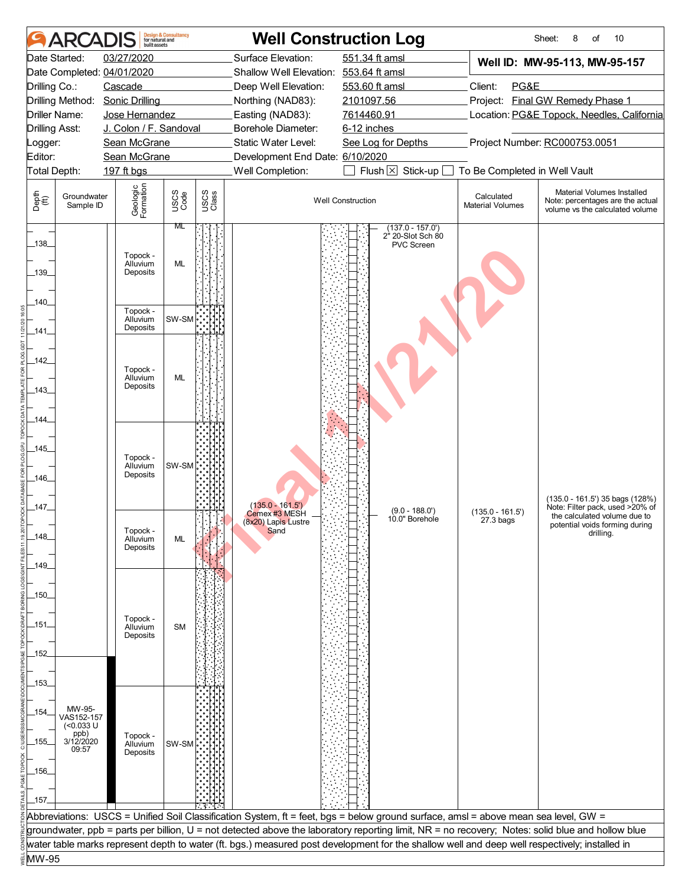# ARCADIS — Well Construction Log

Sheet: 8 of 10

| | | | |
|---|---|---|---|
| Date Started: | 03/27/2020 | Surface Elevation: | 551.34 ft amsl |
| Date Completed: | 04/01/2020 | Shallow Well Elevation: | 553.64 ft amsl |
| Drilling Co.: | Cascade | Deep Well Elevation: | 553.60 ft amsl |
| Drilling Method: | Sonic Drilling | Northing (NAD83): | 2101097.56 |
| Driller Name: | Jose Hernandez | Easting (NAD83): | 7614460.91 |
| Drilling Asst: | J. Colon / F. Sandoval | Borehole Diameter: | 6-12 inches |
| Logger: | Sean McGrane | Static Water Level: | See Log for Depths |
| Editor: | Sean McGrane | Development End Date: | 6/10/2020 |
| Total Depth: | 197 ft bgs | Well Completion: | ☐ Flush ☒ Stick-up ☐ To Be Completed in Well Vault |

**Well ID: MW-95-113, MW-95-157**

Client: PG&E
Project: Final GW Remedy Phase 1
Location: PG&E Topock, Needles, California
Project Number: RC000753.0051

| Depth (ft) | Groundwater Sample ID | Geologic Formation | USCS Code | Well Construction | Calculated Material Volumes | Material Volumes Installed |
|---|---|---|---|---|---|---|
| 137–138 | | | ML | (137.0 - 157.0') 2" 20-Slot Sch 80 PVC Screen | | |
| 138–140 | | Topock - Alluvium Deposits | ML | | | |
| 140–141 | | Topock - Alluvium Deposits | SW-SM | | | |
| 141–144 | | Topock - Alluvium Deposits | ML | | | |
| 144–147 | | Topock - Alluvium Deposits | SW-SM | (135.0 - 161.5') Cemex #3 MESH (8x20) Lapis Lustre Sand; (9.0 - 188.0') 10.0" Borehole | (135.0 - 161.5') 27.3 bags | (135.0 - 161.5') 35 bags (128%) Note: Filter pack, used >20% of the calculated volume due to potential voids forming during drilling. |
| 147–149 | | Topock - Alluvium Deposits | ML | | | |
| 149–153 | | Topock - Alluvium Deposits | SM | | | |
| 153–157 | MW-95-VAS152-157 (<0.033 U ppb) 3/12/2020 09:57 | Topock - Alluvium Deposits | SW-SM | | | |

Final 1/21/20

Abbreviations: USCS = Unified Soil Classification System, ft = feet, bgs = below ground surface, amsl = above mean sea level, GW = groundwater, ppb = parts per billion, U = not detected above the laboratory reporting limit, NR = no recovery; Notes: solid blue and hollow blue water table marks represent depth to water (ft. bgs.) measured post development for the shallow well and deep well respectively; installed in MW-95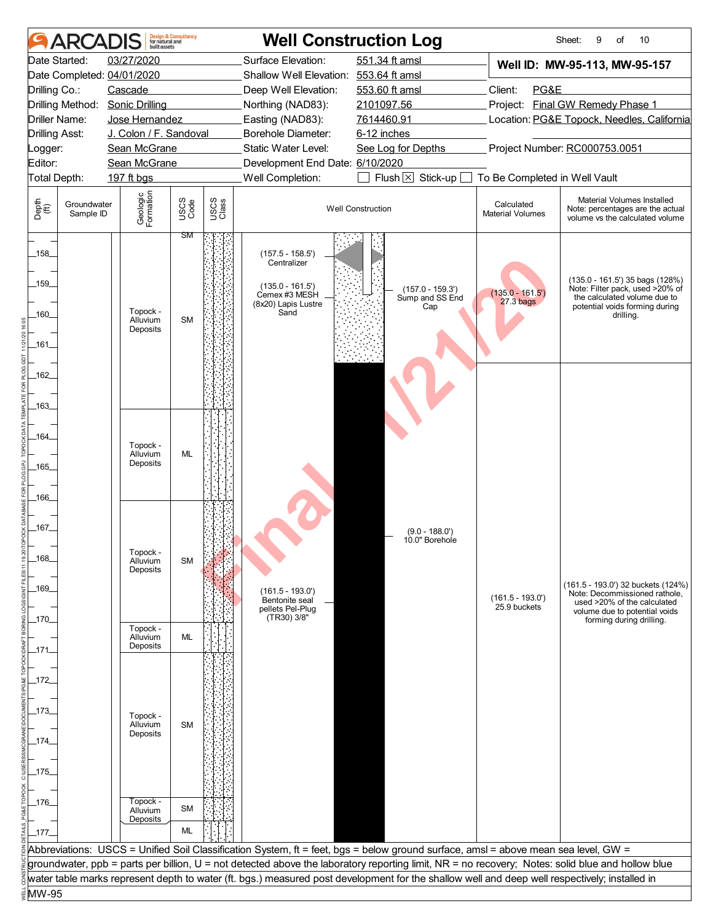# ARCADIS — Well Construction Log

| | | | | | |
|---|---|---|---|---|---|
| Date Started: | 03/27/2020 | Surface Elevation: | 551.34 ft amsl | **Well ID: MW-95-113, MW-95-157** | |
| Date Completed: | 04/01/2020 | Shallow Well Elevation: | 553.64 ft amsl | | |
| Drilling Co.: | Cascade | Deep Well Elevation: | 553.60 ft amsl | Client: | PG&E |
| Drilling Method: | Sonic Drilling | Northing (NAD83): | 2101097.56 | Project: | Final GW Remedy Phase 1 |
| Driller Name: | Jose Hernandez | Easting (NAD83): | 7614460.91 | Location: | PG&E Topock, Needles, California |
| Drilling Asst: | J. Colon / F. Sandoval | Borehole Diameter: | 6-12 inches | | |
| Logger: | Sean McGrane | Static Water Level: | See Log for Depths | Project Number: | RC000753.0051 |
| Editor: | Sean McGrane | Development End Date: | 6/10/2020 | | |
| Total Depth: | 197 ft bgs | Well Completion: | ☐ Flush ☒ Stick-up ☐ To Be Completed in Well Vault | | |

| Depth (ft) | Groundwater Sample ID | Geologic Formation | USCS Code | Well Construction | Calculated Material Volumes | Material Volumes Installed (Note: percentages are the actual volume vs the calculated volume) |
|---|---|---|---|---|---|---|
| 157.5 | | | SM | | | |
| 158–163.5 | | Topock - Alluvium Deposits | SM | (157.5 - 158.5') Centralizer; (135.0 - 161.5') Cemex #3 MESH (8x20) Lapis Lustre Sand; (157.0 - 159.3') Sump and SS End Cap | (135.0 - 161.5') 27.3 bags | (135.0 - 161.5') 35 bags (128%) Note: Filter pack, used >20% of the calculated volume due to potential voids forming during drilling. |
| 163.5–166.5 | | Topock - Alluvium Deposits | ML | | | |
| 166.5–170 | | Topock - Alluvium Deposits | SM | (9.0 - 188.0') 10.0" Borehole; (161.5 - 193.0') Bentonite seal pellets Pel-Plug (TR30) 3/8" | (161.5 - 193.0') 25.9 buckets | (161.5 - 193.0') 32 buckets (124%) Note: Decommissioned rathole, used >20% of the calculated volume due to potential voids forming during drilling. |
| 170–171 | | Topock - Alluvium Deposits | ML | | | |
| 171–175.8 | | Topock - Alluvium Deposits | SM | | | |
| 175.8–176.6 | | Topock - Alluvium Deposits | SM | | | |
| 176.6–177 | | | ML | | | |

Abbreviations: USCS = Unified Soil Classification System, ft = feet, bgs = below ground surface, amsl = above mean sea level, GW = groundwater, ppb = parts per billion, U = not detected above the laboratory reporting limit, NR = no recovery; Notes: solid blue and hollow blue water table marks represent depth to water (ft. bgs.) measured post development for the shallow well and deep well respectively; installed in MW-95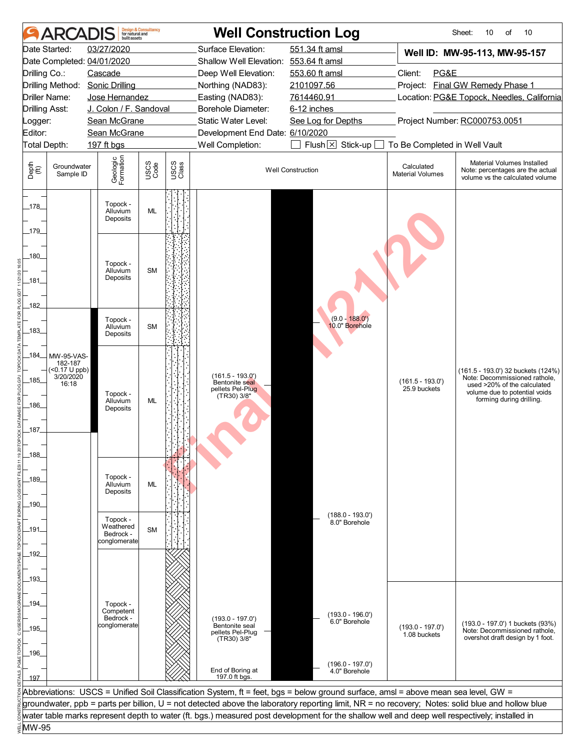# ARCADIS Well Construction Log

| | | | |
|---|---|---|---|
| Date Started: | 03/27/2020 | Surface Elevation: | 551.34 ft amsl |
| Date Completed: | 04/01/2020 | Shallow Well Elevation: | 553.64 ft amsl |
| Drilling Co.: | Cascade | Deep Well Elevation: | 553.60 ft amsl |
| Drilling Method: | Sonic Drilling | Northing (NAD83): | 2101097.56 |
| Driller Name: | Jose Hernandez | Easting (NAD83): | 7614460.91 |
| Drilling Asst: | J. Colon / F. Sandoval | Borehole Diameter: | 6-12 inches |
| Logger: | Sean McGrane | Static Water Level: | See Log for Depths |
| Editor: | Sean McGrane | Development End Date: | 6/10/2020 |
| Total Depth: | 197 ft bgs | Well Completion: | ☐ Flush ☒ Stick-up ☐ To Be Completed in Well Vault |

**Well ID: MW-95-113, MW-95-157**

Client: PG&E
Project: Final GW Remedy Phase 1
Location: PG&E Topock, Needles, California
Project Number: RC000753.0051

| Depth (ft) | Groundwater Sample ID | Geologic Formation | USCS Code | Well Construction | Calculated Material Volumes | Material Volumes Installed (Note: percentages are the actual volume vs the calculated volume) |
|---|---|---|---|---|---|---|
| 178–179 | | Topock - Alluvium Deposits | ML | | | |
| 179–182 | | Topock - Alluvium Deposits | SM | | | |
| 182–183.6 | | Topock - Alluvium Deposits | SM | (9.0 - 188.0') 10.0" Borehole | | |
| 183.6–188 | MW-95-VAS-182-187 (<0.17 U ppb) 3/20/2020 16:18 | Topock - Alluvium Deposits | ML | (161.5 - 193.0') Bentonite seal pellets Pel-Plug (TR30) 3/8" | (161.5 - 193.0') 25.9 buckets | (161.5 - 193.0') 32 buckets (124%) Note: Decommissioned rathole, used >20% of the calculated volume due to potential voids forming during drilling. |
| 188–190.3 | | Topock - Alluvium Deposits | ML | | | |
| 190.3–191.8 | | Topock - Weathered Bedrock - conglomerate | SM | (188.0 - 193.0') 8.0" Borehole | | |
| 191.8–197 | | Topock - Competent Bedrock - conglomerate | | (193.0 - 197.0') Bentonite seal pellets Pel-Plug (TR30) 3/8"; (193.0 - 196.0') 6.0" Borehole; (196.0 - 197.0') 4.0" Borehole; End of Boring at 197.0 ft bgs. | (193.0 - 197.0') 1.08 buckets | (193.0 - 197.0') 1 buckets (93%) Note: Decommissioned rathole, overshot draft design by 1 foot. |

Abbreviations: USCS = Unified Soil Classification System, ft = feet, bgs = below ground surface, amsl = above mean sea level, GW = groundwater, ppb = parts per billion, U = not detected above the laboratory reporting limit, NR = no recovery; Notes: solid blue and hollow blue water table marks represent depth to water (ft. bgs.) measured post development for the shallow well and deep well respectively; installed in MW-95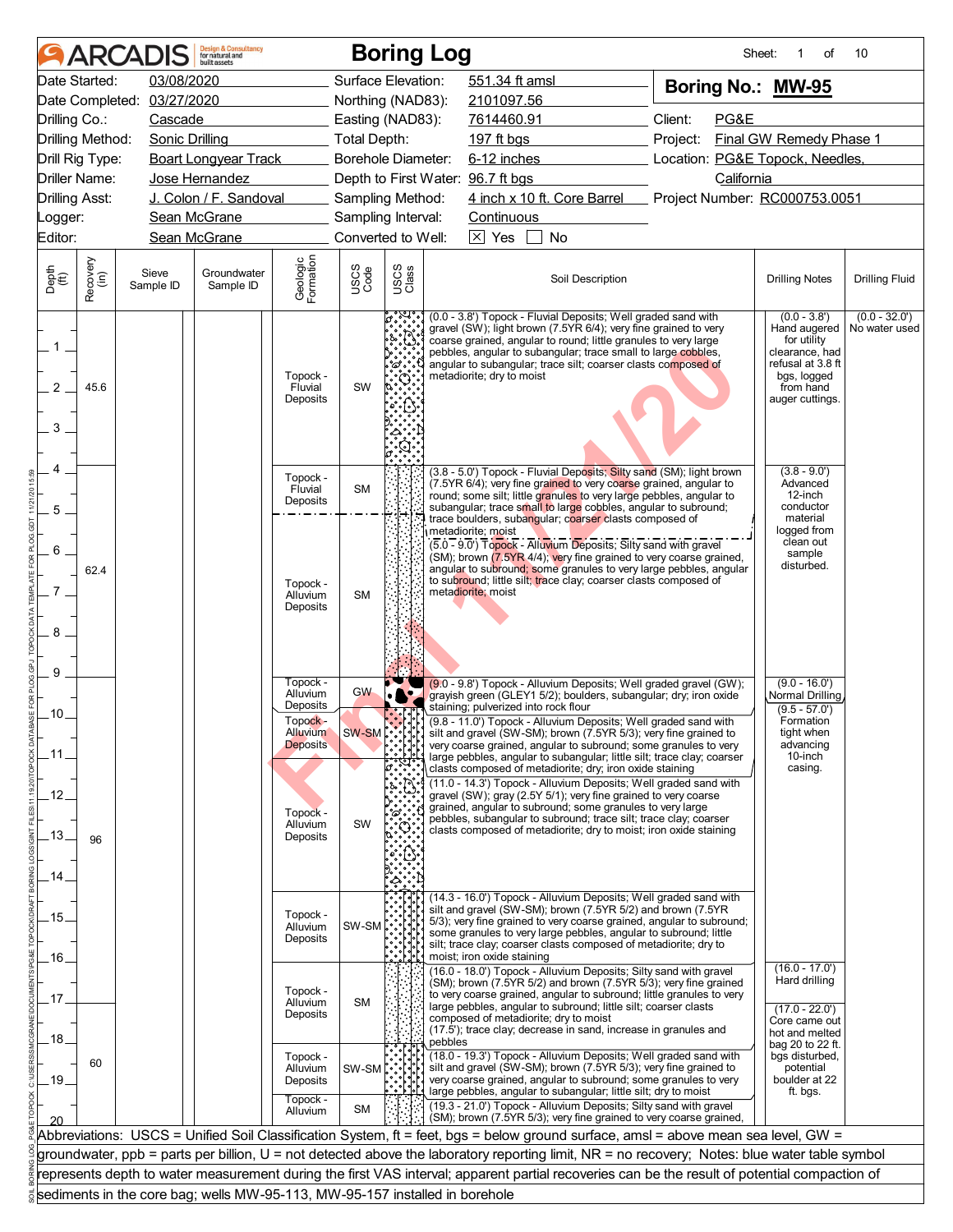# ARCADIS Boring Log

**Boring No.: MW-95**

| | | | | | |
|---|---|---|---|---|---|
| Date Started: | 03/08/2020 | Surface Elevation: | 551.34 ft amsl | | |
| Date Completed: | 03/27/2020 | Northing (NAD83): | 2101097.56 | | |
| Drilling Co.: | Cascade | Easting (NAD83): | 7614460.91 | Client: | PG&E |
| Drilling Method: | Sonic Drilling | Total Depth: | 197 ft bgs | Project: | Final GW Remedy Phase 1 |
| Drill Rig Type: | Boart Longyear Track | Borehole Diameter: | 6-12 inches | Location: | PG&E Topock, Needles, California |
| Driller Name: | Jose Hernandez | Depth to First Water: | 96.7 ft bgs | | |
| Drilling Asst: | J. Colon / F. Sandoval | Sampling Method: | 4 inch x 10 ft. Core Barrel | Project Number: | RC000753.0051 |
| Logger: | Sean McGrane | Sampling Interval: | Continuous | | |
| Editor: | Sean McGrane | Converted to Well: | ☒ Yes ☐ No | | |

| Depth (ft) | Recovery (in) | Sieve Sample ID | Groundwater Sample ID | Geologic Formation | USCS Code | Soil Description | Drilling Notes | Drilling Fluid |
|---|---|---|---|---|---|---|---|---|
| 0.0 - 3.8 | 45.6 | | | Topock - Fluvial Deposits | SW | (0.0 - 3.8') Topock - Fluvial Deposits; Well graded sand with gravel (SW); light brown (7.5YR 6/4); very fine grained to very coarse grained, angular to round; little granules to very large pebbles, angular to subangular; trace small to large cobbles, angular to subangular; trace silt; coarser clasts composed of metadiorite; dry to moist | (0.0 - 3.8') Hand augered for utility clearance, had refusal at 3.8 ft bgs, logged from hand auger cuttings. | (0.0 - 32.0') No water used |
| 3.8 - 5.0 | 62.4 | | | Topock - Fluvial Deposits | SM | (3.8 - 5.0') Topock - Fluvial Deposits; Silty sand (SM); light brown (7.5YR 6/4); very fine grained to very coarse grained, angular to round; some silt; little granules to very large pebbles, angular to subangular; trace small to large cobbles, angular to subround; trace boulders, subangular; coarser clasts composed of metadiorite; moist | (3.8 - 9.0') Advanced 12-inch conductor material logged from clean out sample disturbed. | |
| 5.0 - 9.0 | | | | Topock - Alluvium Deposits | SM | (5.0 - 9.0') Topock - Alluvium Deposits; Silty sand with gravel (SM); brown (7.5YR 4/4); very fine grained to very coarse grained, angular to subround; some granules to very large pebbles, angular to subround; little silt; trace clay; coarser clasts composed of metadiorite; moist | | |
| 9.0 - 9.8 | 96 | | | Topock - Alluvium Deposits | GW | (9.0 - 9.8') Topock - Alluvium Deposits; Well graded gravel (GW); grayish green (GLEY1 5/2); boulders, subangular; dry; iron oxide staining; pulverized into rock flour | (9.0 - 16.0') Normal Drilling | |
| 9.8 - 11.0 | | | | Topock - Alluvium Deposits | SW-SM | (9.8 - 11.0') Topock - Alluvium Deposits; Well graded sand with silt and gravel (SW-SM); brown (7.5YR 5/3); very fine grained to very coarse grained, angular to subround; some granules to very large pebbles, angular to subangular; little silt; trace clay; coarser clasts composed of metadiorite; dry; iron oxide staining | (9.5 - 57.0') Formation tight when advancing 10-inch casing. | |
| 11.0 - 14.3 | | | | Topock - Alluvium Deposits | SW | (11.0 - 14.3') Topock - Alluvium Deposits; Well graded sand with gravel (SW); gray (2.5Y 5/1); very fine grained to very coarse grained, angular to subround; some granules to very large pebbles, subangular to subround; trace silt; trace clay; coarser clasts composed of metadiorite; dry to moist; iron oxide staining | | |
| 14.3 - 16.0 | | | | Topock - Alluvium Deposits | SW-SM | (14.3 - 16.0') Topock - Alluvium Deposits; Well graded sand with silt and gravel (SW-SM); brown (7.5YR 5/2) and brown (7.5YR 5/3); very fine grained to very coarse grained, angular to subround; some granules to very large pebbles, angular to subround; little silt; trace clay; coarser clasts composed of metadiorite; dry to moist; iron oxide staining | | |
| 16.0 - 18.0 | 60 | | | Topock - Alluvium Deposits | SM | (16.0 - 18.0') Topock - Alluvium Deposits; Silty sand with gravel (SM); brown (7.5YR 5/2) and brown (7.5YR 5/3); very fine grained to very coarse grained, angular to subround; little granules to very large pebbles, angular to subround; little silt; coarser clasts composed of metadiorite; dry to moist (17.5'); trace clay; decrease in sand, increase in granules and pebbles | (16.0 - 17.0') Hard drilling (17.0 - 22.0') Core came out hot and melted bag 20 to 22 ft. bgs disturbed, potential boulder at 22 ft. bgs. | |
| 18.0 - 19.3 | | | | Topock - Alluvium Deposits | SW-SM | (18.0 - 19.3') Topock - Alluvium Deposits; Well graded sand with silt and gravel (SW-SM); brown (7.5YR 5/3); very fine grained to very coarse grained, angular to subround; some granules to very large pebbles, angular to subangular; little silt; dry to moist | | |
| 19.3 - 21.0 | | | | Topock - Alluvium | SM | (19.3 - 21.0') Topock - Alluvium Deposits; Silty sand with gravel (SM); brown (7.5YR 5/3); very fine grained to very coarse grained, | | |

Abbreviations: USCS = Unified Soil Classification System, ft = feet, bgs = below ground surface, amsl = above mean sea level, GW = groundwater, ppb = parts per billion, U = not detected above the laboratory reporting limit, NR = no recovery; Notes: blue water table symbol represents depth to water measurement during the first VAS interval; apparent partial recoveries can be the result of potential compaction of sediments in the core bag; wells MW-95-113, MW-95-157 installed in borehole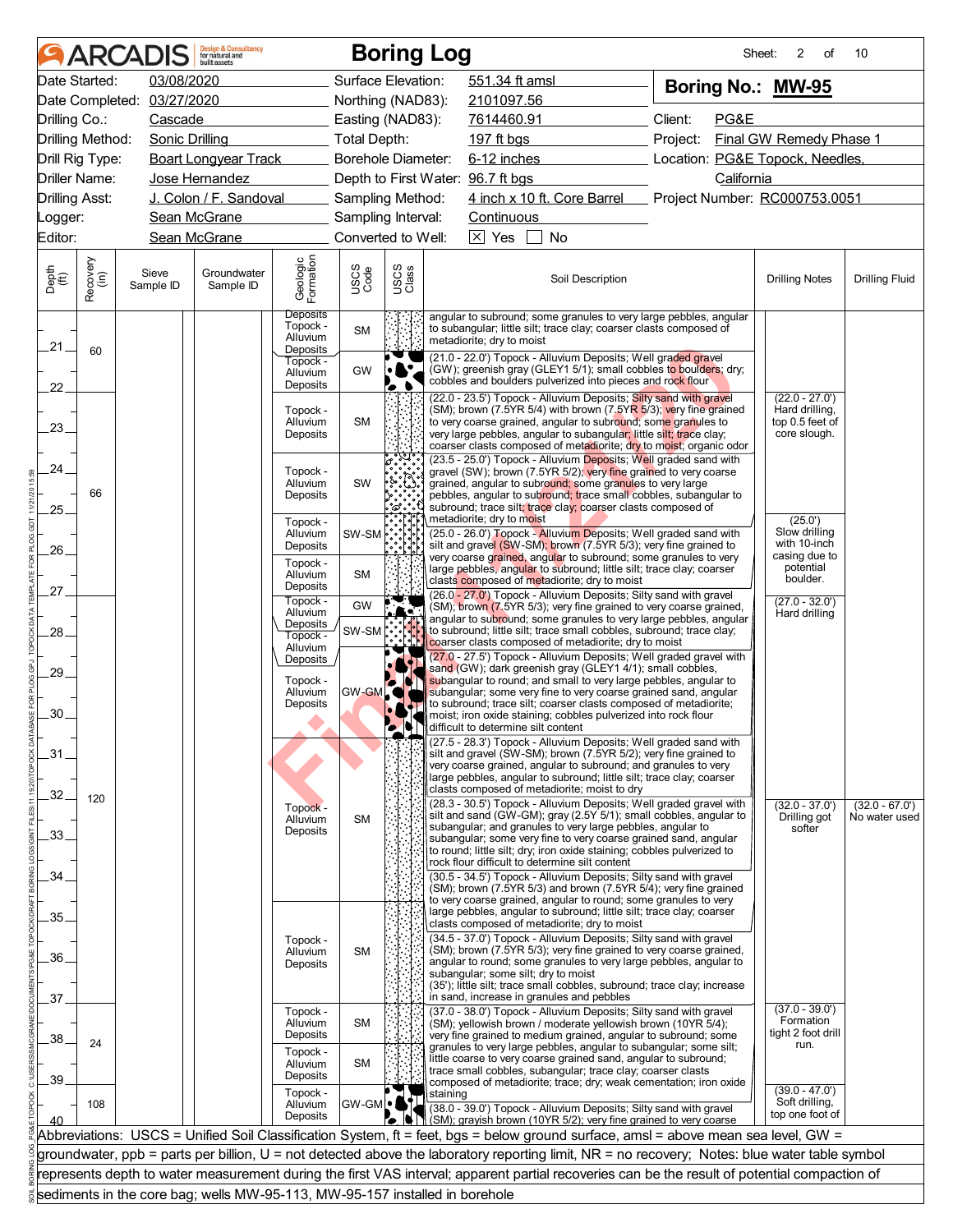# Boring Log

**Boring No.: MW-95**

| | | | |
|---|---|---|---|
| Date Started: | 03/08/2020 | Surface Elevation: | 551.34 ft amsl |
| Date Completed: | 03/27/2020 | Northing (NAD83): | 2101097.56 |
| Drilling Co.: | Cascade | Easting (NAD83): | 7614460.91 |
| Drilling Method: | Sonic Drilling | Total Depth: | 197 ft bgs |
| Drill Rig Type: | Boart Longyear Track | Borehole Diameter: | 6-12 inches |
| Driller Name: | Jose Hernandez | Depth to First Water: | 96.7 ft bgs |
| Drilling Asst: | J. Colon / F. Sandoval | Sampling Method: | 4 inch x 10 ft. Core Barrel |
| Logger: | Sean McGrane | Sampling Interval: | Continuous |
| Editor: | Sean McGrane | Converted to Well: | [X] Yes [ ] No |

Client: PG&E
Project: Final GW Remedy Phase 1
Location: PG&E Topock, Needles, California
Project Number: RC000753.0051

| Depth (ft) | Recovery (in) | Sieve Sample ID | Groundwater Sample ID | Geologic Formation | USCS Code | USCS Class | Soil Description | Drilling Notes | Drilling Fluid |
|---|---|---|---|---|---|---|---|---|---|
| 20-21 | 60 | | | Topock - Alluvium Deposits | SM | | angular to subround; some granules to very large pebbles, angular to subangular; little silt; trace clay; coarser clasts composed of metadiorite; dry to moist | | |
| 21-22 | | | | Topock - Alluvium Deposits | GW | | (21.0 - 22.0') Topock - Alluvium Deposits; Well graded gravel (GW); greenish gray (GLEY1 5/1); small cobbles to boulders; dry; cobbles and boulders pulverized into pieces and rock flour | | |
| 22-23.5 | 66 | | | Topock - Alluvium Deposits | SM | | (22.0 - 23.5') Topock - Alluvium Deposits; Silty sand with gravel (SM); brown (7.5YR 5/4) with brown (7.5YR 5/3); very fine grained to very coarse grained, angular to subround; some granules to very large pebbles, angular to subangular; little silt; trace clay; coarser clasts composed of metadiorite; dry to moist; organic odor | (22.0 - 27.0') Hard drilling, top 0.5 feet of core slough. | |
| 23.5-25 | | | | Topock - Alluvium Deposits | SW | | (23.5 - 25.0') Topock - Alluvium Deposits; Well graded sand with gravel (SW); brown (7.5YR 5/2); very fine grained to very coarse grained, angular to subround; some granules to very large pebbles, angular to subround; trace small cobbles, subangular to subround; trace silt; trace clay; coarser clasts composed of metadiorite; dry to moist | | |
| 25-26 | | | | Topock - Alluvium Deposits | SW-SM | | (25.0 - 26.0') Topock - Alluvium Deposits; Well graded sand with silt and gravel (SW-SM); brown (7.5YR 5/3); very fine grained to very coarse grained, angular to subround; some granules to very large pebbles, angular to subround; little silt; trace clay; coarser clasts composed of metadiorite; dry to moist | (25.0') Slow drilling with 10-inch casing due to potential boulder. | |
| 26-27 | | | | Topock - Alluvium Deposits | SM | | (26.0 - 27.0') Topock - Alluvium Deposits; Silty sand with gravel (SM); brown (7.5YR 5/3); very fine grained to very coarse grained, angular to subround; some granules to very large pebbles, angular to subround; little silt; trace small cobbles, subround; trace clay; coarser clasts composed of metadiorite; dry to moist | | |
| 27-27.5 | 120 | | | Topock - Alluvium Deposits | GW | | (27.0 - 27.5') Topock - Alluvium Deposits; Well graded gravel with sand (GW); dark greenish gray (GLEY1 4/1); small cobbles, subangular to round; and small to very large pebbles, angular to subangular; some very fine to very coarse grained sand, angular to subround; trace silt; coarser clasts composed of metadiorite; moist; iron oxide staining; cobbles pulverized into rock flour difficult to determine silt content | (27.0 - 32.0') Hard drilling | |
| 27.5-28.3 | | | | Topock - Alluvium Deposits | SW-SM | | (27.5 - 28.3') Topock - Alluvium Deposits; Well graded sand with silt and gravel (SW-SM); brown (7.5YR 5/2); very fine grained to very coarse grained, angular to subround; and granules to very large pebbles, angular to subround; little silt; trace clay; coarser clasts composed of metadiorite; moist to dry | | |
| 28.3-30.5 | | | | Topock - Alluvium Deposits | GW-GM | | (28.3 - 30.5') Topock - Alluvium Deposits; Well graded gravel with silt and sand (GW-GM); gray (2.5Y 5/1); small cobbles, angular to subangular; and granules to very large pebbles, angular to subangular; some very fine to very coarse grained sand, angular to round; little silt; dry; iron oxide staining; cobbles pulverized into rock flour difficult to determine silt content | | |
| 30.5-34.5 | | | | Topock - Alluvium Deposits | SM | | (30.5 - 34.5') Topock - Alluvium Deposits; Silty sand with gravel (SM); brown (7.5YR 5/3) and brown (7.5YR 5/4); very fine grained to very coarse grained, angular to round; some granules to very large pebbles, angular to subround; little silt; trace clay; coarser clasts composed of metadiorite; dry to moist | (32.0 - 37.0') Drilling got softer | (32.0 - 67.0') No water used |
| 34.5-37 | | | | Topock - Alluvium Deposits | SM | | (34.5 - 37.0') Topock - Alluvium Deposits; Silty sand with gravel (SM); brown (7.5YR 5/3); very fine grained to very coarse grained, angular to round; some granules to very large pebbles, angular to subangular; some silt; dry to moist (35'); little silt; trace small cobbles, subround; trace clay; increase in sand, increase in granules and pebbles | | |
| 37-38 | 24 | | | Topock - Alluvium Deposits | SM | | (37.0 - 38.0') Topock - Alluvium Deposits; Silty sand with gravel (SM); yellowish brown / moderate yellowish brown (10YR 5/4); very fine grained to medium grained, angular to subround; some granules to very large pebbles, angular to subangular; some silt; little coarse to very coarse grained sand, angular to subround; trace small cobbles, subangular; trace clay; coarser clasts composed of metadiorite; trace; dry; weak cementation; iron oxide staining | (37.0 - 39.0') Formation tight 2 foot drill run. | |
| 38-39 | | | | Topock - Alluvium Deposits | SM | | (38.0 - 39.0') Topock - Alluvium Deposits; Silty sand with gravel (SM); grayish brown (10YR 5/2); very fine grained to very coarse | | |
| 39-40 | 108 | | | Topock - Alluvium Deposits | GW-GM | | | (39.0 - 47.0') Soft drilling, top one foot of | |

Abbreviations: USCS = Unified Soil Classification System, ft = feet, bgs = below ground surface, amsl = above mean sea level, GW = groundwater, ppb = parts per billion, U = not detected above the laboratory reporting limit, NR = no recovery; Notes: blue water table symbol represents depth to water measurement during the first VAS interval; apparent partial recoveries can be the result of potential compaction of sediments in the core bag; wells MW-95-113, MW-95-157 installed in borehole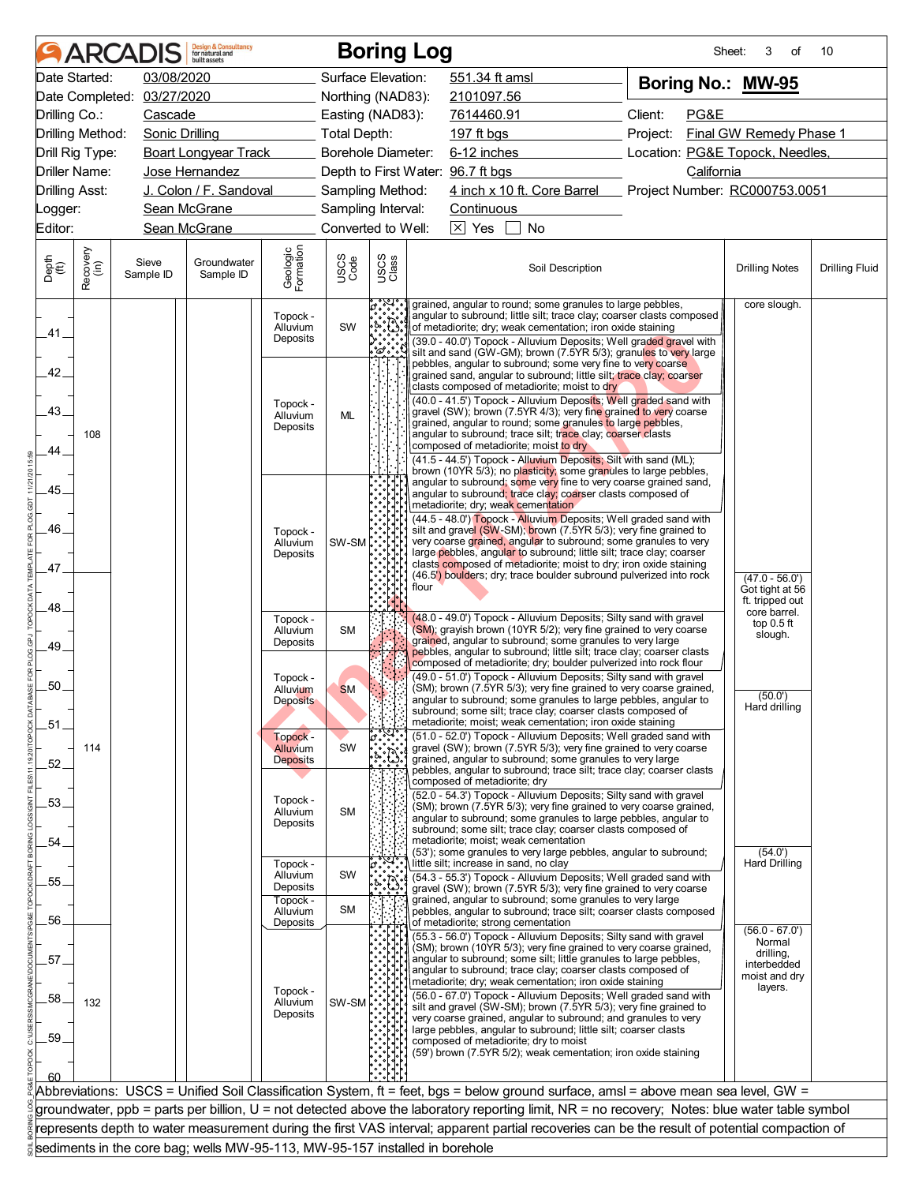# ARCADIS Boring Log

| | | | | | |
|---|---|---|---|---|---|
| Date Started: | 03/08/2020 | Surface Elevation: | 551.34 ft amsl | **Boring No.: MW-95** | |
| Date Completed: | 03/27/2020 | Northing (NAD83): | 2101097.56 | | |
| Drilling Co.: | Cascade | Easting (NAD83): | 7614460.91 | Client: | PG&E |
| Drilling Method: | Sonic Drilling | Total Depth: | 197 ft bgs | Project: | Final GW Remedy Phase 1 |
| Drill Rig Type: | Boart Longyear Track | Borehole Diameter: | 6-12 inches | Location: | PG&E Topock, Needles, California |
| Driller Name: | Jose Hernandez | Depth to First Water: | 96.7 ft bgs | | |
| Drilling Asst: | J. Colon / F. Sandoval | Sampling Method: | 4 inch x 10 ft. Core Barrel | Project Number: | RC000753.0051 |
| Logger: | Sean McGrane | Sampling Interval: | Continuous | | |
| Editor: | Sean McGrane | Converted to Well: | [X] Yes [ ] No | | |

| Depth (ft) | Recovery (in) | Sieve Sample ID | Groundwater Sample ID | Geologic Formation | USCS Code | Soil Description | Drilling Notes | Drilling Fluid |
|---|---|---|---|---|---|---|---|---|
| 40–41 | | | | Topock - Alluvium Deposits | SW | grained, angular to round; some granules to large pebbles, angular to subround; little silt; trace clay; coarser clasts composed of metadiorite; dry; weak cementation; iron oxide staining | core slough. | |
| 41–44.5 | 108 | | | Topock - Alluvium Deposits | ML | (39.0 - 40.0') Topock - Alluvium Deposits; Well graded gravel with silt and sand (GW-GM); brown (7.5YR 5/3); granules to very large pebbles, angular to subround; some very fine to very coarse grained sand, angular to subround; little silt; trace clay; coarser clasts composed of metadiorite; moist to dry<br>(40.0 - 41.5') Topock - Alluvium Deposits; Well graded sand with gravel (SW); brown (7.5YR 4/3); very fine grained to very coarse grained, angular to round; some granules to large pebbles, angular to subround; trace silt; trace clay; coarser clasts composed of metadiorite; moist to dry<br>(41.5 - 44.5') Topock - Alluvium Deposits; Silt with sand (ML); brown (10YR 5/3); no plasticity; some granules to large pebbles, angular to subround; some very fine to very coarse grained sand, angular to subround; trace clay; coarser clasts composed of metadiorite; dry; weak cementation | | |
| 44.5–48 | | | | Topock - Alluvium Deposits | SW-SM | (44.5 - 48.0') Topock - Alluvium Deposits; Well graded sand with silt and gravel (SW-SM); brown (7.5YR 5/3); very fine grained to very coarse grained, angular to subround; some granules to very large pebbles, angular to subround; little silt; trace clay; coarser clasts composed of metadiorite; moist to dry; iron oxide staining<br>(46.5') boulders; dry; trace boulder subround pulverized into rock flour | (47.0 - 56.0') Got tight at 56 ft. tripped out core barrel. top 0.5 ft slough. | |
| 48–49 | | | | Topock - Alluvium Deposits | SM | (48.0 - 49.0') Topock - Alluvium Deposits; Silty sand with gravel (SM); grayish brown (10YR 5/2); very fine grained to very coarse grained, angular to subround; some granules to very large pebbles, angular to subround; little silt; trace clay; coarser clasts composed of metadiorite; dry; boulder pulverized into rock flour | | |
| 49–51 | | | | Topock - Alluvium Deposits | SM | (49.0 - 51.0') Topock - Alluvium Deposits; Silty sand with gravel (SM); brown (7.5YR 5/3); very fine grained to very coarse grained, angular to subround; some granules to large pebbles, angular to subround; some silt; trace clay; coarser clasts composed of metadiorite; moist; weak cementation; iron oxide staining | (50.0') Hard drilling | |
| 51–52 | 114 | | | Topock - Alluvium Deposits | SW | (51.0 - 52.0') Topock - Alluvium Deposits; Well graded sand with gravel (SW); brown (7.5YR 5/3); very fine grained to very coarse grained, angular to subround; some granules to very large pebbles, angular to subround; trace silt; trace clay; coarser clasts composed of metadiorite; dry | | |
| 52–54.3 | | | | Topock - Alluvium Deposits | SM | (52.0 - 54.3') Topock - Alluvium Deposits; Silty sand with gravel (SM); brown (7.5YR 5/3); very fine grained to very coarse grained, angular to subround; some granules to large pebbles, angular to subround; some silt; trace clay; coarser clasts composed of metadiorite; moist; weak cementation<br>(53'); some granules to very large pebbles, angular to subround; little silt; increase in sand, no clay | (54.0') Hard Drilling | |
| 54.3–55.3 | | | | Topock - Alluvium Deposits | SW | (54.3 - 55.3') Topock - Alluvium Deposits; Well graded sand with gravel (SW); brown (7.5YR 5/3); very fine grained to very coarse grained, angular to subround; some granules to very large pebbles, angular to subround; trace silt; coarser clasts composed of metadiorite; strong cementation | | |
| 55.3–56 | | | | Topock - Alluvium Deposits | SM | (55.3 - 56.0') Topock - Alluvium Deposits; Silty sand with gravel (SM); brown (10YR 5/3); very fine grained to very coarse grained, angular to subround; some silt; little granules to large pebbles, angular to subround; trace clay; coarser clasts composed of metadiorite; dry; weak cementation; iron oxide staining | (56.0 - 67.0') Normal drilling, interbedded moist and dry layers. | |
| 56–60 | 132 | | | Topock - Alluvium Deposits | SW-SM | (56.0 - 67.0') Topock - Alluvium Deposits; Well graded sand with silt and gravel (SW-SM); brown (7.5YR 5/3); very fine grained to very coarse grained, angular to subround; and granules to very large pebbles, angular to subround; little silt; coarser clasts composed of metadiorite; dry to moist<br>(59') brown (7.5YR 5/2); weak cementation; iron oxide staining | | |

Abbreviations: USCS = Unified Soil Classification System, ft = feet, bgs = below ground surface, amsl = above mean sea level, GW = groundwater, ppb = parts per billion, U = not detected above the laboratory reporting limit, NR = no recovery; Notes: blue water table symbol represents depth to water measurement during the first VAS interval; apparent partial recoveries can be the result of potential compaction of sediments in the core bag; wells MW-95-113, MW-95-157 installed in borehole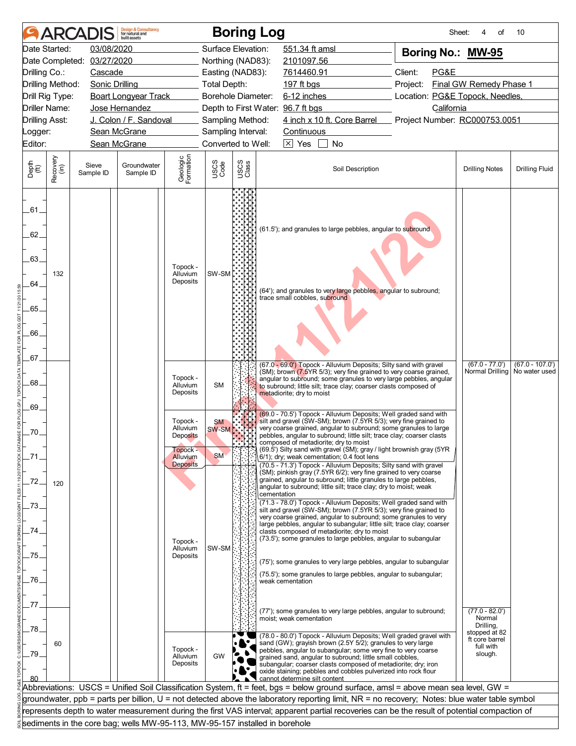# ARCADIS Boring Log

Sheet: 4 of 10

| | | | |
|---|---|---|---|
| Date Started: | 03/08/2020 | Surface Elevation: | 551.34 ft amsl |
| Date Completed: | 03/27/2020 | Northing (NAD83): | 2101097.56 |
| Drilling Co.: | Cascade | Easting (NAD83): | 7614460.91 |
| Drilling Method: | Sonic Drilling | Total Depth: | 197 ft bgs |
| Drill Rig Type: | Boart Longyear Track | Borehole Diameter: | 6-12 inches |
| Driller Name: | Jose Hernandez | Depth to First Water: | 96.7 ft bgs |
| Drilling Asst: | J. Colon / F. Sandoval | Sampling Method: | 4 inch x 10 ft. Core Barrel |
| Logger: | Sean McGrane | Sampling Interval: | Continuous |
| Editor: | Sean McGrane | Converted to Well: | [X] Yes [ ] No |

**Boring No.: MW-95**

Client: PG&E
Project: Final GW Remedy Phase 1
Location: PG&E Topock, Needles, California
Project Number: RC000753.0051

| Depth (ft) | Recovery (in) | Sieve Sample ID | Groundwater Sample ID | Geologic Formation | USCS Code | Soil Description | Drilling Notes | Drilling Fluid |
|---|---|---|---|---|---|---|---|---|
| 61–67 | 132 | | | Topock - Alluvium Deposits | SW-SM | (61.5'); and granules to large pebbles, angular to subround<br>(64'); and granules to very large pebbles, angular to subround; trace small cobbles, subround | | |
| 67–69 | 120 | | | Topock - Alluvium Deposits | SM | (67.0 - 69.0') Topock - Alluvium Deposits; Silty sand with gravel (SM); brown (7.5YR 5/3); very fine grained to very coarse grained, angular to subround; some granules to very large pebbles, angular to subround; little silt; trace clay; coarser clasts composed of metadiorite; dry to moist | (67.0 - 77.0') Normal Drilling | (67.0 - 107.0') No water used |
| 69–70.5 | | | | Topock - Alluvium Deposits | SM / SW-SM | (69.0 - 70.5') Topock - Alluvium Deposits; Well graded sand with silt and gravel (SW-SM); brown (7.5YR 5/3); very fine grained to very coarse grained, angular to subround; some granules to large pebbles, angular to subround; little silt; trace clay; coarser clasts composed of metadiorite; dry to moist<br>(69.5') Silty sand with gravel (SM); gray / light brownish gray (5YR 6/1); dry; weak cementation; 0.4 foot lens | | |
| 70.5–71.3 | | | | Topock - Alluvium Deposits | SM | (70.5 - 71.3') Topock - Alluvium Deposits; Silty sand with gravel (SM); pinkish gray (7.5YR 6/2); very fine grained to very coarse grained, angular to subround; little granules to large pebbles, angular to subround; little silt; trace clay; dry to moist; weak cementation | | |
| 71.3–78 | | | | Topock - Alluvium Deposits | SW-SM | (71.3 - 78.0') Topock - Alluvium Deposits; Well graded sand with silt and gravel (SW-SM); brown (7.5YR 5/3); very fine grained to very coarse grained, angular to subround; some granules to very large pebbles, angular to subangular; little silt; trace clay; coarser clasts composed of metadiorite; dry to moist<br>(73.5'); some granules to large pebbles, angular to subangular<br>(75'); some granules to very large pebbles, angular to subangular<br>(75.5'); some granules to large pebbles, angular to subangular; weak cementation<br>(77'); some granules to very large pebbles, angular to subround; moist; weak cementation | (77.0 - 82.0') Normal Drilling, stopped at 82 ft core barrel full with slough. | |
| 78–80 | 60 | | | Topock - Alluvium Deposits | GW | (78.0 - 80.0') Topock - Alluvium Deposits; Well graded gravel with sand (GW); grayish brown (2.5Y 5/2); granules to very large pebbles, angular to subangular; some very fine to very coarse grained sand, angular to subround; little small cobbles, subangular; coarser clasts composed of metadiorite; dry; iron oxide staining; pebbles and cobbles pulverized into rock flour cannot determine silt content | | |

Abbreviations: USCS = Unified Soil Classification System, ft = feet, bgs = below ground surface, amsl = above mean sea level, GW = groundwater, ppb = parts per billion, U = not detected above the laboratory reporting limit, NR = no recovery; Notes: blue water table symbol represents depth to water measurement during the first VAS interval; apparent partial recoveries can be the result of potential compaction of sediments in the core bag; wells MW-95-113, MW-95-157 installed in borehole

Final 11/21/20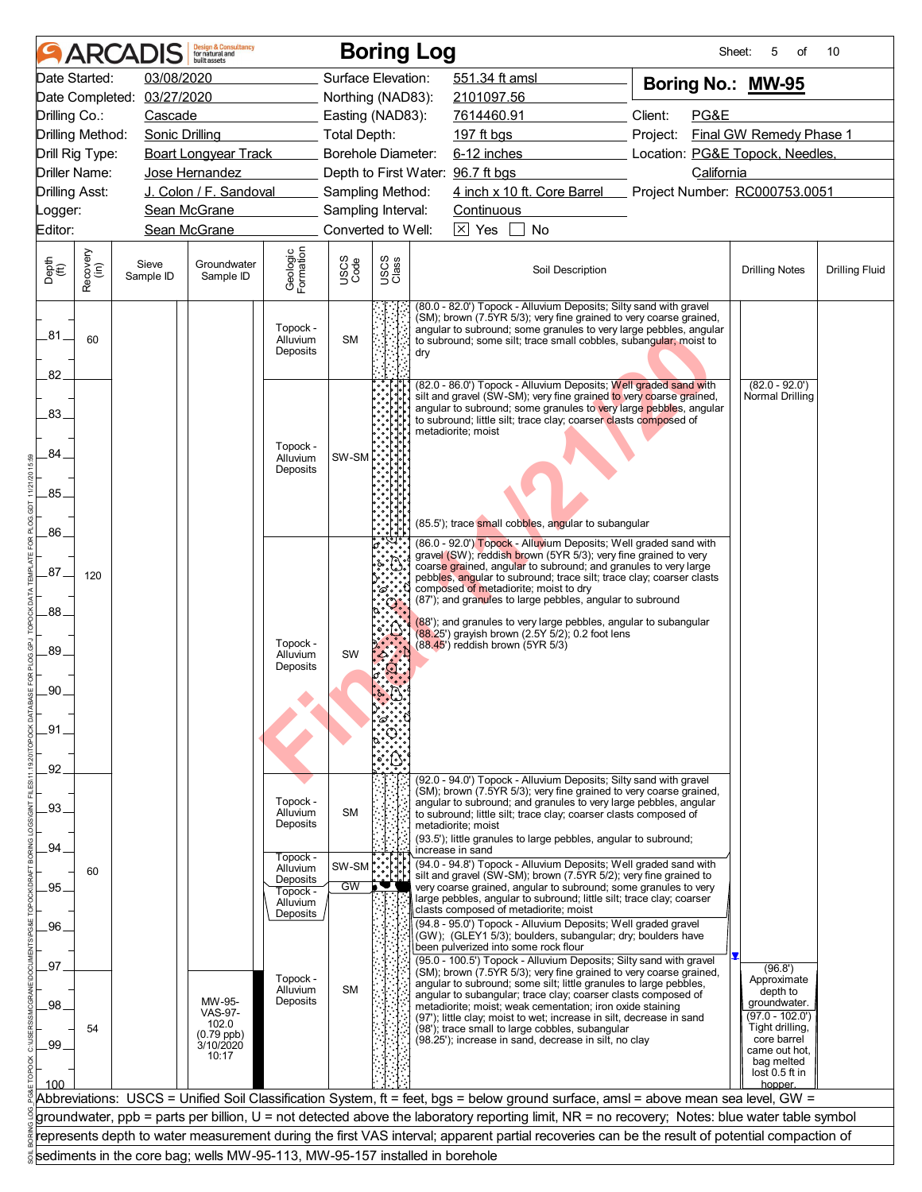# ARCADIS Boring Log

Sheet: 5 of 10

| | | | |
|---|---|---|---|
| Date Started: | 03/08/2020 | Surface Elevation: | 551.34 ft amsl |
| Date Completed: | 03/27/2020 | Northing (NAD83): | 2101097.56 |
| Drilling Co.: | Cascade | Easting (NAD83): | 7614460.91 |
| Drilling Method: | Sonic Drilling | Total Depth: | 197 ft bgs |
| Drill Rig Type: | Boart Longyear Track | Borehole Diameter: | 6-12 inches |
| Driller Name: | Jose Hernandez | Depth to First Water: | 96.7 ft bgs |
| Drilling Asst: | J. Colon / F. Sandoval | Sampling Method: | 4 inch x 10 ft. Core Barrel |
| Logger: | Sean McGrane | Sampling Interval: | Continuous |
| Editor: | Sean McGrane | Converted to Well: | [X] Yes [ ] No |

**Boring No.: MW-95**

Client: PG&E

Project: Final GW Remedy Phase 1

Location: PG&E Topock, Needles, California

Project Number: RC000753.0051

| Depth (ft) | Recovery (in) | Sieve Sample ID | Groundwater Sample ID | Geologic Formation | USCS Code | Soil Description | Drilling Notes | Drilling Fluid |
|---|---|---|---|---|---|---|---|---|
| 80–82 | 60 | | | Topock - Alluvium Deposits | SM | (80.0 - 82.0') Topock - Alluvium Deposits; Silty sand with gravel (SM); brown (7.5YR 5/3); very fine grained to very coarse grained, angular to subround; some granules to very large pebbles, angular to subround; some silt; trace small cobbles, subangular; moist to dry | | |
| 82–86 | 120 | | | Topock - Alluvium Deposits | SW-SM | (82.0 - 86.0') Topock - Alluvium Deposits; Well graded sand with silt and gravel (SW-SM); very fine grained to very coarse grained, angular to subround; some granules to very large pebbles, angular to subround; little silt; trace clay; coarser clasts composed of metadiorite; moist<br>(85.5'); trace small cobbles, angular to subangular | (82.0 - 92.0') Normal Drilling | |
| 86–92 | | | | Topock - Alluvium Deposits | SW | (86.0 - 92.0') Topock - Alluvium Deposits; Well graded sand with gravel (SW); reddish brown (5YR 5/3); very fine grained to very coarse grained, angular to subround; and granules to very large pebbles, angular to subround; trace silt; trace clay; coarser clasts composed of metadiorite; moist to dry<br>(87'); and granules to large pebbles, angular to subround<br>(88'); and granules to very large pebbles, angular to subangular<br>(88.25') grayish brown (2.5Y 5/2); 0.2 foot lens<br>(88.45') reddish brown (5YR 5/3) | | |
| 92–94 | 60 | | | Topock - Alluvium Deposits | SM | (92.0 - 94.0') Topock - Alluvium Deposits; Silty sand with gravel (SM); brown (7.5YR 5/3); very fine grained to very coarse grained, angular to subround; and granules to very large pebbles, angular to subround; little silt; trace clay; coarser clasts composed of metadiorite; moist<br>(93.5'); little granules to large pebbles, angular to subround; increase in sand | | |
| 94–94.8 | | | | Topock - Alluvium Deposits | SW-SM | (94.0 - 94.8') Topock - Alluvium Deposits; Well graded sand with silt and gravel (SW-SM); brown (7.5YR 5/2); very fine grained to very coarse grained, angular to subround; some granules to very large pebbles, angular to subround; little silt; trace clay; coarser clasts composed of metadiorite; moist | | |
| 94.8–95 | | | | Topock - Alluvium Deposits | GW | (94.8 - 95.0') Topock - Alluvium Deposits; Well graded gravel (GW); (GLEY1 5/3); boulders, subangular; dry; boulders have been pulverized into some rock flour | | |
| 95–100 | 54 | | MW-95-VAS-97-102.0 (0.79 ppb) 3/10/2020 10:17 | Topock - Alluvium Deposits | SM | (95.0 - 100.5') Topock - Alluvium Deposits; Silty sand with gravel (SM); brown (7.5YR 5/3); very fine grained to very coarse grained, angular to subround; some silt; little granules to large pebbles, angular to subangular; trace clay; coarser clasts composed of metadiorite; moist; weak cementation; iron oxide staining<br>(97'); little clay; moist to wet; increase in silt, decrease in sand<br>(98'); trace small to large cobbles, subangular<br>(98.25'); increase in sand, decrease in silt, no clay | (96.8') Approximate depth to groundwater.<br>(97.0 - 102.0') Tight drilling, core barrel came out hot, bag melted lost 0.5 ft in hopper. | |

Abbreviations: USCS = Unified Soil Classification System, ft = feet, bgs = below ground surface, amsl = above mean sea level, GW = groundwater, ppb = parts per billion, U = not detected above the laboratory reporting limit, NR = no recovery; Notes: blue water table symbol represents depth to water measurement during the first VAS interval; apparent partial recoveries can be the result of potential compaction of sediments in the core bag; wells MW-95-113, MW-95-157 installed in borehole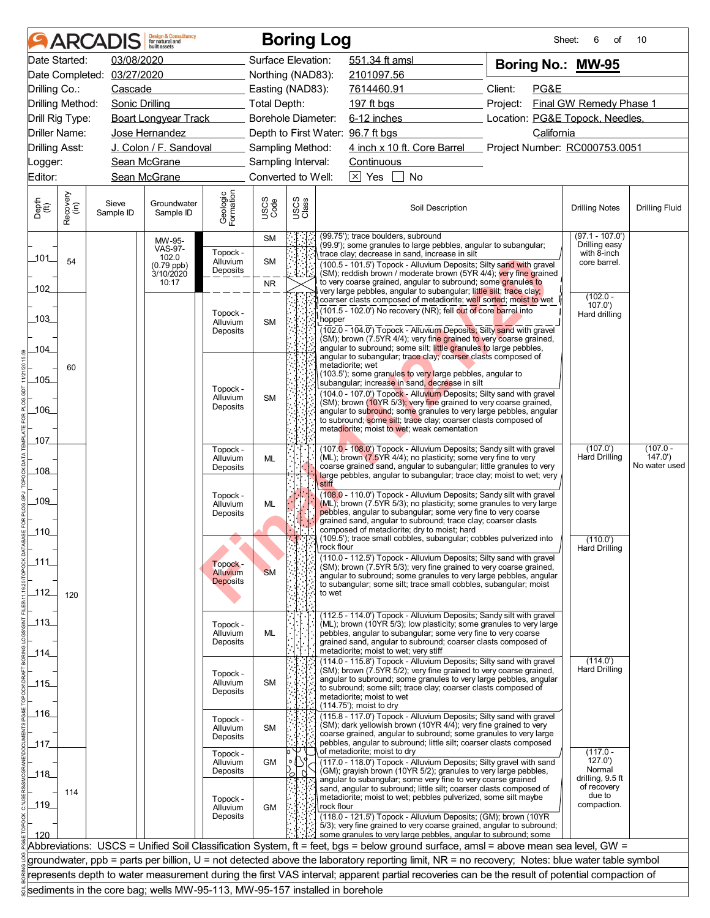# ARCADIS Boring Log

| | | | | | |
|---|---|---|---|---|---|
| Date Started: | 03/08/2020 | Surface Elevation: | 551.34 ft amsl | **Boring No.: MW-95** | |
| Date Completed: | 03/27/2020 | Northing (NAD83): | 2101097.56 | | |
| Drilling Co.: | Cascade | Easting (NAD83): | 7614460.91 | Client: | PG&E |
| Drilling Method: | Sonic Drilling | Total Depth: | 197 ft bgs | Project: | Final GW Remedy Phase 1 |
| Drill Rig Type: | Boart Longyear Track | Borehole Diameter: | 6-12 inches | Location: | PG&E Topock, Needles, California |
| Driller Name: | Jose Hernandez | Depth to First Water: | 96.7 ft bgs | | |
| Drilling Asst: | J. Colon / F. Sandoval | Sampling Method: | 4 inch x 10 ft. Core Barrel | Project Number: | RC000753.0051 |
| Logger: | Sean McGrane | Sampling Interval: | Continuous | | |
| Editor: | Sean McGrane | Converted to Well: | [X] Yes [ ] No | | |

| Depth (ft) | Recovery (in) | Sieve Sample ID | Groundwater Sample ID | Geologic Formation | USCS Code | Soil Description | Drilling Notes | Drilling Fluid |
|---|---|---|---|---|---|---|---|---|
| 100–101.5 | 54 | | MW-95-VAS-97-102.0 (0.79 ppb) 3/10/2020 10:17 | Topock - Alluvium Deposits | SM | (99.75'); trace boulders, subround<br>(99.9'); some granules to large pebbles, angular to subangular; trace clay; decrease in sand, increase in silt<br>(100.5 - 101.5') Topock - Alluvium Deposits; Silty sand with gravel (SM); reddish brown / moderate brown (5YR 4/4); very fine grained to very coarse grained, angular to subround; some granules to very large pebbles, angular to subangular; little silt; trace clay; coarser clasts composed of metadiorite; well sorted; moist to wet | (97.1 - 107.0') Drilling easy with 8-inch core barrel. | |
| 101.5–102 | | | | | NR | (101.5 - 102.0') No recovery (NR); fell out of core barrel into hopper | | |
| 102–104 | 60 | | | Topock - Alluvium Deposits | SM | (102.0 - 104.0') Topock - Alluvium Deposits; Silty sand with gravel (SM); brown (7.5YR 4/4); very fine grained to very coarse grained, angular to subround; some silt; little granules to large pebbles, angular to subangular; trace clay; coarser clasts composed of metadiorite; wet<br>(103.5'); some granules to very large pebbles, angular to subangular; increase in sand, decrease in silt | (102.0 - 107.0') Hard drilling | |
| 104–107 | | | | Topock - Alluvium Deposits | SM | (104.0 - 107.0') Topock - Alluvium Deposits; Silty sand with gravel (SM); brown (10YR 5/3); very fine grained to very coarse grained, angular to subround; some granules to very large pebbles, angular to subround; some silt; trace clay; coarser clasts composed of metadiorite; moist to wet; weak cementation | | |
| 107–108 | 120 | | | Topock - Alluvium Deposits | ML | (107.0 - 108.0') Topock - Alluvium Deposits; Sandy silt with gravel (ML); brown (7.5YR 4/4); no plasticity; some very fine to very coarse grained sand, angular to subangular; little granules to very large pebbles, angular to subangular; trace clay; moist to wet; very stiff | (107.0') Hard Drilling | (107.0 - 147.0') No water used |
| 108–110 | | | | Topock - Alluvium Deposits | ML | (108.0 - 110.0') Topock - Alluvium Deposits; Sandy silt with gravel (ML); brown (7.5YR 5/3); no plasticity; some granules to very large pebbles, angular to subangular; some very fine to very coarse grained sand, angular to subround; trace clay; coarser clasts composed of metadiorite; dry to moist; hard<br>(109.5'); trace small cobbles, subangular; cobbles pulverized into rock flour | | |
| 110–112.5 | | | | Topock - Alluvium Deposits | SM | (110.0 - 112.5') Topock - Alluvium Deposits; Silty sand with gravel (SM); brown (7.5YR 5/3); very fine grained to very coarse grained, angular to subround; some granules to very large pebbles, angular to subangular; some silt; trace small cobbles, subangular; moist to wet | (110.0') Hard Drilling | |
| 112.5–114 | | | | Topock - Alluvium Deposits | ML | (112.5 - 114.0') Topock - Alluvium Deposits; Sandy silt with gravel (ML); brown (10YR 5/3); low plasticity; some granules to very large pebbles, angular to subangular; some very fine to very coarse grained sand, angular to subround; coarser clasts composed of metadiorite; moist to wet; very stiff | | |
| 114–115.8 | | | | Topock - Alluvium Deposits | SM | (114.0 - 115.8') Topock - Alluvium Deposits; Silty sand with gravel (SM); brown (7.5YR 5/2); very fine grained to very coarse grained, angular to subround; some granules to very large pebbles, angular to subround; some silt; trace clay; coarser clasts composed of metadiorite; moist to wet<br>(114.75'); moist to dry | (114.0') Hard Drilling | |
| 115.8–117 | | | | Topock - Alluvium Deposits | SM | (115.8 - 117.0') Topock - Alluvium Deposits; Silty sand with gravel (SM); dark yellowish brown (10YR 4/4); very fine grained to very coarse grained, angular to subround; some granules to very large pebbles, angular to subround; little silt; coarser clasts composed of metadiorite; moist to dry | | |
| 117–118 | 114 | | | Topock - Alluvium Deposits | GM | (117.0 - 118.0') Topock - Alluvium Deposits; Silty gravel with sand (GM); grayish brown (10YR 5/2); granules to very large pebbles, angular to subangular; some very fine to very coarse grained sand, angular to subround; little silt; coarser clasts composed of metadiorite; moist to wet; pebbles pulverized, some silt maybe rock flour | (117.0 - 127.0') Normal drilling, 9.5 ft of recovery due to compaction. | |
| 118–120 | | | | Topock - Alluvium Deposits | GM | (118.0 - 121.5') Topock - Alluvium Deposits; (GM); brown (10YR 5/3); very fine grained to very coarse grained, angular to subround; some granules to very large pebbles, angular to subround; some | | |

Abbreviations: USCS = Unified Soil Classification System, ft = feet, bgs = below ground surface, amsl = above mean sea level, GW = groundwater, ppb = parts per billion, U = not detected above the laboratory reporting limit, NR = no recovery; Notes: blue water table symbol represents depth to water measurement during the first VAS interval; apparent partial recoveries can be the result of potential compaction of sediments in the core bag; wells MW-95-113, MW-95-157 installed in borehole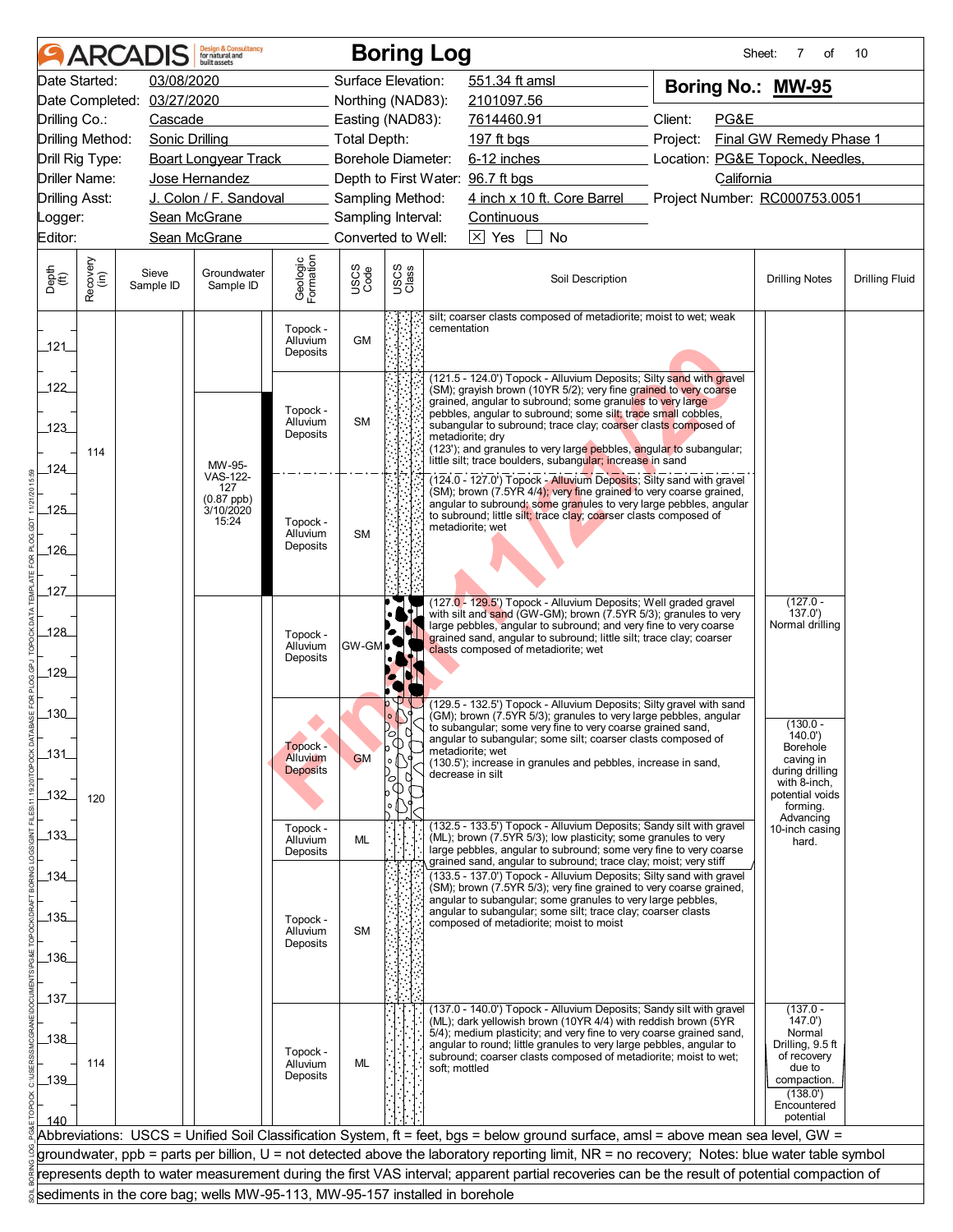# Boring Log

**Boring No.: MW-95**

| | | | |
|---|---|---|---|
| Date Started: | 03/08/2020 | Surface Elevation: | 551.34 ft amsl |
| Date Completed: | 03/27/2020 | Northing (NAD83): | 2101097.56 |
| Drilling Co.: | Cascade | Easting (NAD83): | 7614460.91 |
| Drilling Method: | Sonic Drilling | Total Depth: | 197 ft bgs |
| Drill Rig Type: | Boart Longyear Track | Borehole Diameter: | 6-12 inches |
| Driller Name: | Jose Hernandez | Depth to First Water: | 96.7 ft bgs |
| Drilling Asst: | J. Colon / F. Sandoval | Sampling Method: | 4 inch x 10 ft. Core Barrel |
| Logger: | Sean McGrane | Sampling Interval: | Continuous |
| Editor: | Sean McGrane | Converted to Well: | [X] Yes [ ] No |

Client: PG&E
Project: Final GW Remedy Phase 1
Location: PG&E Topock, Needles, California
Project Number: RC000753.0051

| Depth (ft) | Recovery (in) | Sieve Sample ID | Groundwater Sample ID | Geologic Formation | USCS Code | Soil Description | Drilling Notes | Drilling Fluid |
|---|---|---|---|---|---|---|---|---|
| 120–121.5 | | | | Topock - Alluvium Deposits | GM | silt; coarser clasts composed of metadiorite; moist to wet; weak cementation | | |
| 121.5–124.0 | 114 | | MW-95-VAS-122-127 (0.87 ppb) 3/10/2020 15:24 | Topock - Alluvium Deposits | SM | (121.5 - 124.0') Topock - Alluvium Deposits; Silty sand with gravel (SM); grayish brown (10YR 5/2); very fine grained to very coarse grained, angular to subround; some granules to very large pebbles, angular to subround; some silt; trace small cobbles, subangular to subround; trace clay; coarser clasts composed of metadiorite; dry (123'); and granules to very large pebbles, angular to subangular; little silt; trace boulders, subangular; increase in sand | | |
| 124.0–127.0 | | | | Topock - Alluvium Deposits | SM | (124.0 - 127.0') Topock - Alluvium Deposits; Silty sand with gravel (SM); brown (7.5YR 4/4); very fine grained to very coarse grained, angular to subround; some granules to very large pebbles, angular to subround; little silt; trace clay; coarser clasts composed of metadiorite; wet | | |
| 127.0–129.5 | 120 | | | Topock - Alluvium Deposits | GW-GM | (127.0 - 129.5') Topock - Alluvium Deposits; Well graded gravel with silt and sand (GW-GM); brown (7.5YR 5/3); granules to very large pebbles, angular to subround; and very fine to very coarse grained sand, angular to subround; little silt; trace clay; coarser clasts composed of metadiorite; wet | (127.0 - 137.0') Normal drilling | |
| 129.5–132.5 | | | | Topock - Alluvium Deposits | GM | (129.5 - 132.5') Topock - Alluvium Deposits; Silty gravel with sand (GM); brown (7.5YR 5/3); granules to very large pebbles, angular to subangular; some very fine to very coarse grained sand, angular to subangular; some silt; coarser clasts composed of metadiorite; wet (130.5'); increase in granules and pebbles, increase in sand, decrease in silt | (130.0 - 140.0') Borehole caving in during drilling with 8-inch, potential voids forming. Advancing 10-inch casing hard. | |
| 132.5–133.5 | | | | Topock - Alluvium Deposits | ML | (132.5 - 133.5') Topock - Alluvium Deposits; Sandy silt with gravel (ML); brown (7.5YR 5/3); low plasticity; some granules to very large pebbles, angular to subround; some very fine to very coarse grained sand, angular to subround; trace clay; moist; very stiff | | |
| 133.5–137.0 | | | | Topock - Alluvium Deposits | SM | (133.5 - 137.0') Topock - Alluvium Deposits; Silty sand with gravel (SM); brown (7.5YR 5/3); very fine grained to very coarse grained, angular to subangular; some granules to very large pebbles, angular to subangular; some silt; trace clay; coarser clasts composed of metadiorite; moist to moist | | |
| 137.0–140.0 | 114 | | | Topock - Alluvium Deposits | ML | (137.0 - 140.0') Topock - Alluvium Deposits; Sandy silt with gravel (ML); dark yellowish brown (10YR 4/4) with reddish brown (5YR 5/4); medium plasticity; and very fine to very coarse grained sand, angular to round; little granules to very large pebbles, angular to subround; coarser clasts composed of metadiorite; moist to wet; soft; mottled | (137.0 - 147.0') Normal Drilling, 9.5 ft of recovery due to compaction. (138.0') Encountered potential | |

Abbreviations: USCS = Unified Soil Classification System, ft = feet, bgs = below ground surface, amsl = above mean sea level, GW = groundwater, ppb = parts per billion, U = not detected above the laboratory reporting limit, NR = no recovery; Notes: blue water table symbol represents depth to water measurement during the first VAS interval; apparent partial recoveries can be the result of potential compaction of sediments in the core bag; wells MW-95-113, MW-95-157 installed in borehole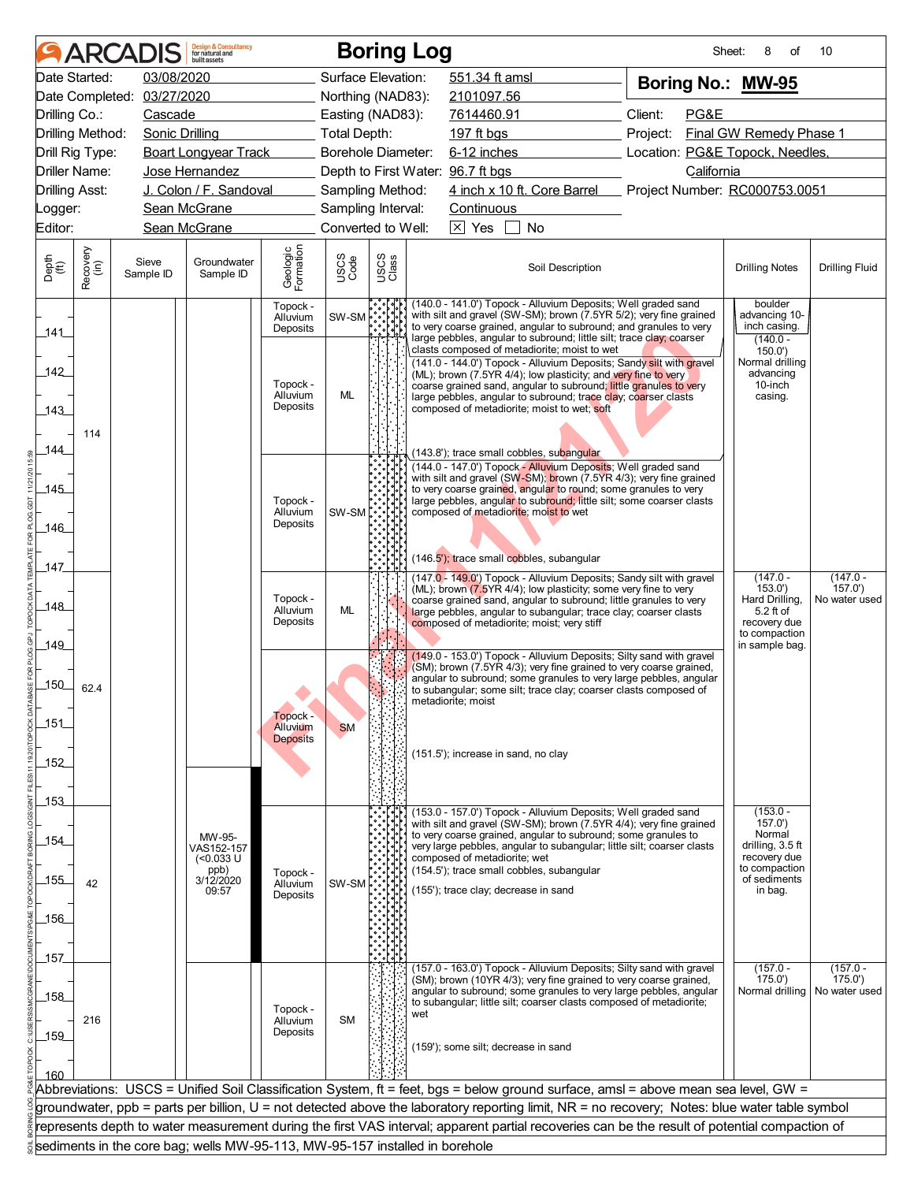# ARCADIS Boring Log

| | | | | | |
|---|---|---|---|---|---|
| Date Started: | 03/08/2020 | Surface Elevation: | 551.34 ft amsl | **Boring No.: MW-95** | |
| Date Completed: | 03/27/2020 | Northing (NAD83): | 2101097.56 | | |
| Drilling Co.: | Cascade | Easting (NAD83): | 7614460.91 | Client: | PG&E |
| Drilling Method: | Sonic Drilling | Total Depth: | 197 ft bgs | Project: | Final GW Remedy Phase 1 |
| Drill Rig Type: | Boart Longyear Track | Borehole Diameter: | 6-12 inches | Location: | PG&E Topock, Needles, California |
| Driller Name: | Jose Hernandez | Depth to First Water: | 96.7 ft bgs | | |
| Drilling Asst: | J. Colon / F. Sandoval | Sampling Method: | 4 inch x 10 ft. Core Barrel | Project Number: | RC000753.0051 |
| Logger: | Sean McGrane | Sampling Interval: | Continuous | | |
| Editor: | Sean McGrane | Converted to Well: | ☒ Yes ☐ No | | |

| Depth (ft) | Recovery (in) | Sieve Sample ID | Groundwater Sample ID | Geologic Formation | USCS Code | Soil Description | Drilling Notes | Drilling Fluid |
|---|---|---|---|---|---|---|---|---|
| 140–141 | 114 | | | Topock - Alluvium Deposits | SW-SM | (140.0 - 141.0') Topock - Alluvium Deposits; Well graded sand with silt and gravel (SW-SM); brown (7.5YR 5/2); very fine grained to very coarse grained, angular to subround; and granules to very large pebbles, angular to subround; little silt; trace clay; coarser clasts composed of metadiorite; moist to wet | boulder advancing 10-inch casing. (140.0 - 150.0') Normal drilling advancing 10-inch casing. | |
| 141–144 | | | | Topock - Alluvium Deposits | ML | (141.0 - 144.0') Topock - Alluvium Deposits; Sandy silt with gravel (ML); brown (7.5YR 4/4); low plasticity; and very fine to very coarse grained sand, angular to subround; little granules to very large pebbles, angular to subround; trace clay; coarser clasts composed of metadiorite; moist to wet; soft<br>(143.8'); trace small cobbles, subangular | | |
| 144–147 | | | | Topock - Alluvium Deposits | SW-SM | (144.0 - 147.0') Topock - Alluvium Deposits; Well graded sand with silt and gravel (SW-SM); brown (7.5YR 4/3); very fine grained to very coarse grained, angular to round; some granules to very large pebbles, angular to subround; little silt; some coarser clasts composed of metadiorite; moist to wet<br>(146.5'); trace small cobbles, subangular | | |
| 147–149 | 62.4 | | | Topock - Alluvium Deposits | ML | (147.0 - 149.0') Topock - Alluvium Deposits; Sandy silt with gravel (ML); brown (7.5YR 4/4); low plasticity; some very fine to very coarse grained sand, angular to subround; little granules to very large pebbles, angular to subangular; trace clay; coarser clasts composed of metadiorite; moist; very stiff | (147.0 - 153.0') Hard Drilling, 5.2 ft of recovery due to compaction in sample bag. | (147.0 - 157.0') No water used |
| 149–153 | | | | Topock - Alluvium Deposits | SM | (149.0 - 153.0') Topock - Alluvium Deposits; Silty sand with gravel (SM); brown (7.5YR 4/3); very fine grained to very coarse grained, angular to subround; some granules to very large pebbles, angular to subangular; some silt; trace clay; coarser clasts composed of metadiorite; moist<br>(151.5'); increase in sand, no clay | | |
| 153–157 | 42 | | MW-95-VAS152-157 (<0.033 U ppb) 3/12/2020 09:57 | Topock - Alluvium Deposits | SW-SM | (153.0 - 157.0') Topock - Alluvium Deposits; Well graded sand with silt and gravel (SW-SM); brown (7.5YR 4/4); very fine grained to very coarse grained, angular to subround; some granules to very large pebbles, angular to subangular; little silt; coarser clasts composed of metadiorite; wet<br>(154.5'); trace small cobbles, subangular<br>(155'); trace clay; decrease in sand | (153.0 - 157.0') Normal drilling, 3.5 ft recovery due to compaction of sediments in bag. | |
| 157–160 | 216 | | | Topock - Alluvium Deposits | SM | (157.0 - 163.0') Topock - Alluvium Deposits; Silty sand with gravel (SM); brown (10YR 4/3); very fine grained to very coarse grained, angular to subround; some granules to very large pebbles, angular to subangular; little silt; coarser clasts composed of metadiorite; wet<br>(159'); some silt; decrease in sand | (157.0 - 175.0') Normal drilling | (157.0 - 175.0') No water used |

Abbreviations: USCS = Unified Soil Classification System, ft = feet, bgs = below ground surface, amsl = above mean sea level, GW = groundwater, ppb = parts per billion, U = not detected above the laboratory reporting limit, NR = no recovery; Notes: blue water table symbol represents depth to water measurement during the first VAS interval; apparent partial recoveries can be the result of potential compaction of sediments in the core bag; wells MW-95-113, MW-95-157 installed in borehole

Final 11/12/20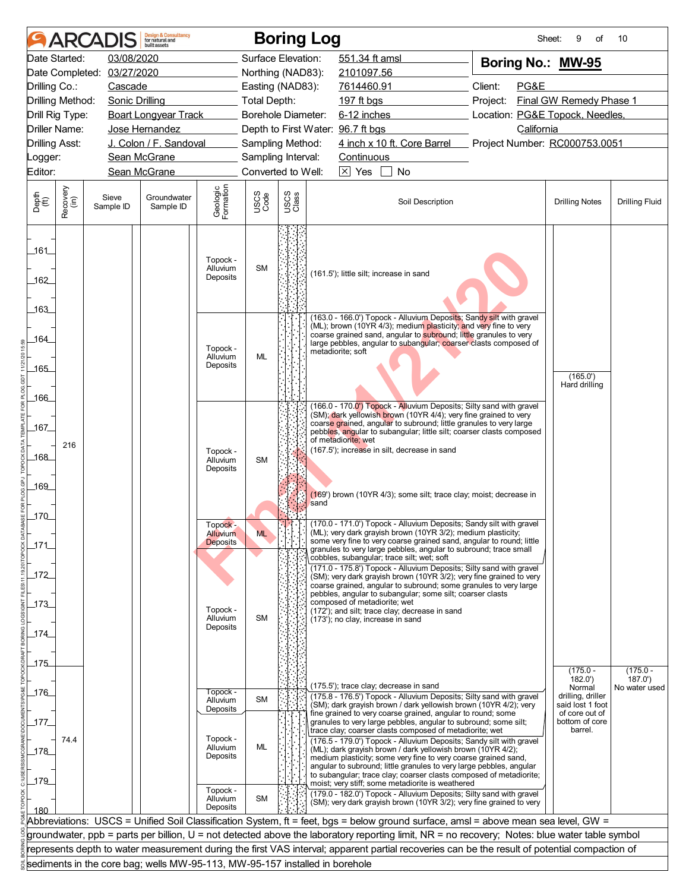# ARCADIS Boring Log

| | | | |
|---|---|---|---|
| Date Started: | 03/08/2020 | Surface Elevation: | 551.34 ft amsl |
| Date Completed: | 03/27/2020 | Northing (NAD83): | 2101097.56 |
| Drilling Co.: | Cascade | Easting (NAD83): | 7614460.91 |
| Drilling Method: | Sonic Drilling | Total Depth: | 197 ft bgs |
| Drill Rig Type: | Boart Longyear Track | Borehole Diameter: | 6-12 inches |
| Driller Name: | Jose Hernandez | Depth to First Water: | 96.7 ft bgs |
| Drilling Asst: | J. Colon / F. Sandoval | Sampling Method: | 4 inch x 10 ft. Core Barrel |
| Logger: | Sean McGrane | Sampling Interval: | Continuous |
| Editor: | Sean McGrane | Converted to Well: | [X] Yes [ ] No |

**Boring No.: MW-95**

Client: PG&E
Project: Final GW Remedy Phase 1
Location: PG&E Topock, Needles, California
Project Number: RC000753.0051

| Depth (ft) | Recovery (in) | Sieve Sample ID | Groundwater Sample ID | Geologic Formation | USCS Code | Soil Description | Drilling Notes | Drilling Fluid |
|---|---|---|---|---|---|---|---|---|
| 161-163 | 216 | | | Topock - Alluvium Deposits | SM | (161.5'); little silt; increase in sand | | |
| 163-166 | | | | Topock - Alluvium Deposits | ML | (163.0 - 166.0') Topock - Alluvium Deposits; Sandy silt with gravel (ML); brown (10YR 4/3); medium plasticity; and very fine to very coarse grained sand, angular to subround; little granules to very large pebbles, angular to subangular; coarser clasts composed of metadiorite; soft | (165.0') Hard drilling | |
| 166-170 | | | | Topock - Alluvium Deposits | SM | (166.0 - 170.0') Topock - Alluvium Deposits; Silty sand with gravel (SM); dark yellowish brown (10YR 4/4); very fine grained to very coarse grained, angular to subround; little granules to very large pebbles, angular to subangular; little silt; coarser clasts composed of metadiorite; wet<br>(167.5'); increase in silt, decrease in sand<br>(169') brown (10YR 4/3); some silt; trace clay; moist; decrease in sand | | |
| 170-171 | | | | Topock - Alluvium Deposits | ML | (170.0 - 171.0') Topock - Alluvium Deposits; Sandy silt with gravel (ML); very dark grayish brown (10YR 3/2); medium plasticity; some very fine to very coarse grained sand, angular to round; little granules to very large pebbles, angular to subround; trace small cobbles, subangular; trace silt; wet; soft | | |
| 171-175.8 | | | | Topock - Alluvium Deposits | SM | (171.0 - 175.8') Topock - Alluvium Deposits; Silty sand with gravel (SM); very dark grayish brown (10YR 3/2); very fine grained to very coarse grained, angular to subround; some granules to very large pebbles, angular to subangular; some silt; coarser clasts composed of metadiorite; wet<br>(172'); and silt; trace clay; decrease in sand<br>(173'); no clay, increase in sand<br>(175.5'); trace clay; decrease in sand | (175.0 - 182.0') Normal drilling, driller said lost 1 foot of core out of bottom of core barrel. | (175.0 - 187.0') No water used |
| 175.8-176.5 | 74.4 | | | Topock - Alluvium Deposits | SM | (175.8 - 176.5') Topock - Alluvium Deposits; Silty sand with gravel (SM); dark grayish brown / dark yellowish brown (10YR 4/2); very fine grained to very coarse grained, angular to round; some granules to very large pebbles, angular to subround; some silt; trace clay; coarser clasts composed of metadiorite; wet | | |
| 176.5-179 | | | | Topock - Alluvium Deposits | ML | (176.5 - 179.0') Topock - Alluvium Deposits; Sandy silt with gravel (ML); dark grayish brown / dark yellowish brown (10YR 4/2); medium plasticity; some very fine to very coarse grained sand, angular to subround; little granules to very large pebbles, angular to subangular; trace clay; coarser clasts composed of metadiorite; moist; very stiff; some metadiorite is weathered | | |
| 179-180 | | | | Topock - Alluvium Deposits | SM | (179.0 - 182.0') Topock - Alluvium Deposits; Silty sand with gravel (SM); very dark grayish brown (10YR 3/2); very fine grained to very | | |

Abbreviations: USCS = Unified Soil Classification System, ft = feet, bgs = below ground surface, amsl = above mean sea level, GW = groundwater, ppb = parts per billion, U = not detected above the laboratory reporting limit, NR = no recovery; Notes: blue water table symbol represents depth to water measurement during the first VAS interval; apparent partial recoveries can be the result of potential compaction of sediments in the core bag; wells MW-95-113, MW-95-157 installed in borehole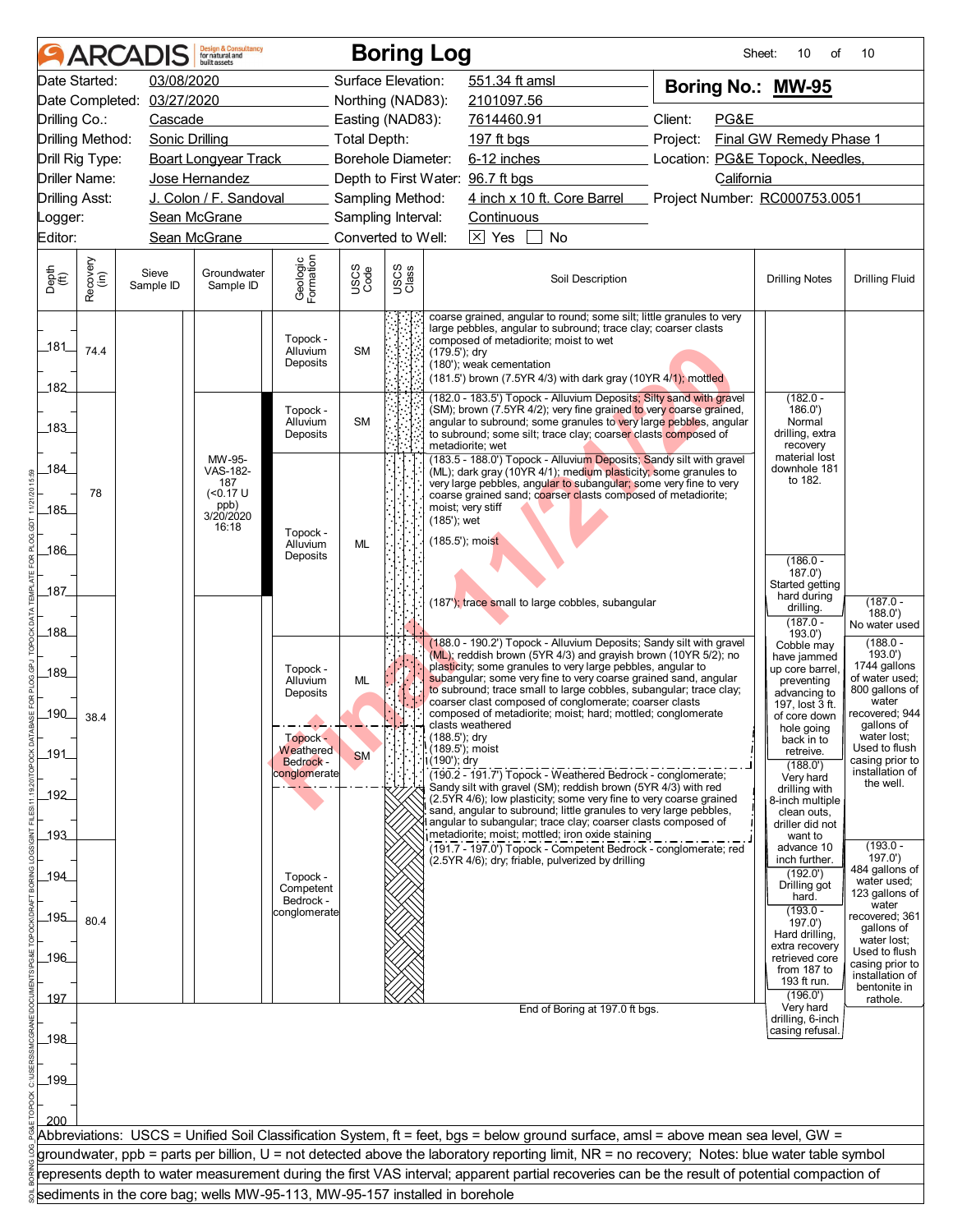# ARCADIS Boring Log

Sheet: 10 of 10

| | | | |
|---|---|---|---|
| Date Started: 03/08/2020 | Surface Elevation: 551.34 ft amsl | **Boring No.: MW-95** | |
| Date Completed: 03/27/2020 | Northing (NAD83): 2101097.56 | | |
| Drilling Co.: Cascade | Easting (NAD83): 7614460.91 | Client: PG&E | |
| Drilling Method: Sonic Drilling | Total Depth: 197 ft bgs | Project: Final GW Remedy Phase 1 | |
| Drill Rig Type: Boart Longyear Track | Borehole Diameter: 6-12 inches | Location: PG&E Topock, Needles, California | |
| Driller Name: Jose Hernandez | Depth to First Water: 96.7 ft bgs | | |
| Drilling Asst: J. Colon / F. Sandoval | Sampling Method: 4 inch x 10 ft. Core Barrel | Project Number: RC000753.0051 | |
| Logger: Sean McGrane | Sampling Interval: Continuous | | |
| Editor: Sean McGrane | Converted to Well: ☒ Yes ☐ No | | |

| Depth (ft) | Recovery (in) | Sieve Sample ID | Groundwater Sample ID | Geologic Formation | USCS Code | Soil Description | Drilling Notes | Drilling Fluid |
|---|---|---|---|---|---|---|---|---|
| 181–182 | 74.4 | | | Topock - Alluvium Deposits | SM | coarse grained, angular to round; some silt; little granules to very large pebbles, angular to subround; trace clay; coarser clasts composed of metadiorite; moist to wet (179.5'); dry (180'); weak cementation (181.5') brown (7.5YR 4/3) with dark gray (10YR 4/1); mottled | | |
| 182–183.5 | 78 | | MW-95-VAS-182-187 (<0.17 U ppb) 3/20/2020 16:18 | Topock - Alluvium Deposits | SM | (182.0 - 183.5') Topock - Alluvium Deposits; Silty sand with gravel (SM); brown (7.5YR 4/2); very fine grained to very coarse grained, angular to subround; some granules to very large pebbles, angular to subround; some silt; trace clay; coarser clasts composed of metadiorite; wet | (182.0 - 186.0') Normal drilling, extra recovery material lost downhole 181 to 182. | |
| 183.5–188 | | | | Topock - Alluvium Deposits | ML | (183.5 - 188.0') Topock - Alluvium Deposits; Sandy silt with gravel (ML); dark gray (10YR 4/1); medium plasticity; some granules to very large pebbles, angular to subangular; some very fine to very coarse grained sand; coarser clasts composed of metadiorite; moist; very stiff (185'); wet (185.5'); moist (187'); trace small to large cobbles, subangular | (186.0 - 187.0') Started getting hard during drilling. (187.0 - 193.0') Cobble may have jammed up core barrel, preventing advancing to 197, lost 3 ft. of core down hole going back in to retreive. | (187.0 - 188.0') No water used |
| 188–190.2 | 38.4 | | | Topock - Alluvium Deposits | ML | (188.0 - 190.2') Topock - Alluvium Deposits; Sandy silt with gravel (ML); reddish brown (5YR 4/3) and grayish brown (10YR 5/2); no plasticity; some granules to very large pebbles, angular to subangular; some very fine to very coarse grained sand, angular to subround; trace small to large cobbles, subangular; trace clay; coarser clast composed of conglomerate; coarser clasts composed of metadiorite; moist; hard; mottled; conglomerate clasts weathered (188.5'); dry (189.5'); moist (190'); dry | (188.0') Very hard drilling with 8-inch multiple clean outs, driller did not want to advance 10 inch further. | (188.0 - 193.0') 1744 gallons of water used; 800 gallons of water recovered; 944 gallons of water lost; Used to flush casing prior to installation of the well. |
| 190.2–191.7 | | | | Topock - Weathered Bedrock - conglomerate | SM | (190.2 - 191.7') Topock - Weathered Bedrock - conglomerate; Sandy silt with gravel (SM); reddish brown (5YR 4/3) with red (2.5YR 4/6); low plasticity; some very fine to very coarse grained sand, angular to subround; little granules to very large pebbles, angular to subangular; trace clay; coarser clasts composed of metadiorite; moist; mottled; iron oxide staining | (192.0') Drilling got hard. | |
| 191.7–197 | 80.4 | | | Topock - Competent Bedrock - conglomerate | | (191.7 - 197.0') Topock - Competent Bedrock - conglomerate; red (2.5YR 4/6); dry; friable, pulverized by drilling | (193.0 - 197.0') Hard drilling, extra recovery retrieved core from 187 to 193 ft run. (196.0') Very hard drilling, 6-inch casing refusal. | (193.0 - 197.0') 484 gallons of water used; 123 gallons of water recovered; 361 gallons of water lost; Used to flush casing prior to installation of bentonite in rathole. |

End of Boring at 197.0 ft bgs.

Abbreviations: USCS = Unified Soil Classification System, ft = feet, bgs = below ground surface, amsl = above mean sea level, GW = groundwater, ppb = parts per billion, U = not detected above the laboratory reporting limit, NR = no recovery; Notes: blue water table symbol represents depth to water measurement during the first VAS interval; apparent partial recoveries can be the result of potential compaction of sediments in the core bag; wells MW-95-113, MW-95-157 installed in borehole